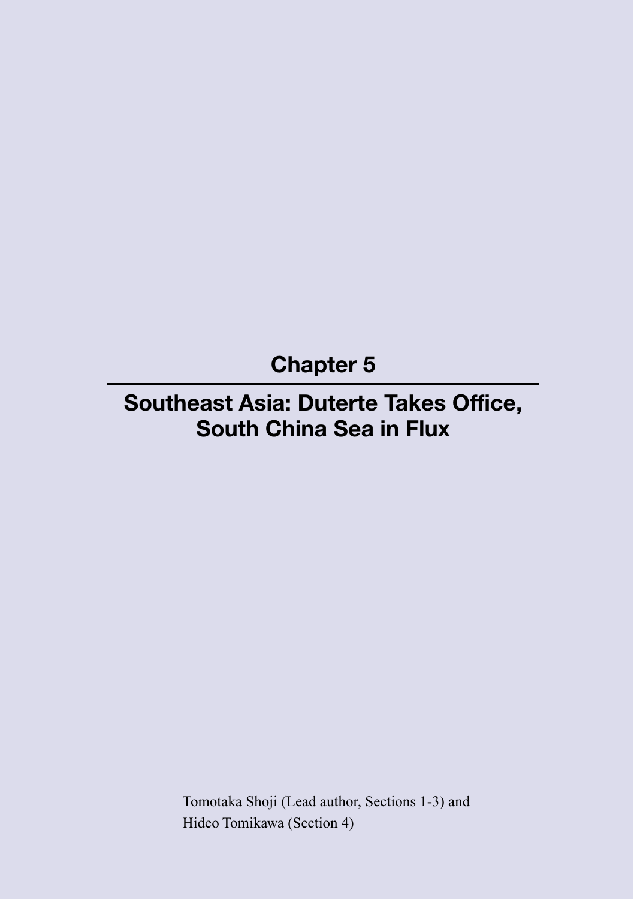# Chapter 5

## Southeast Asia: Duterte Takes Office, South China Sea in Flux

Tomotaka Shoji (Lead author, Sections 1-3) and
Hideo Tomikawa (Section 4)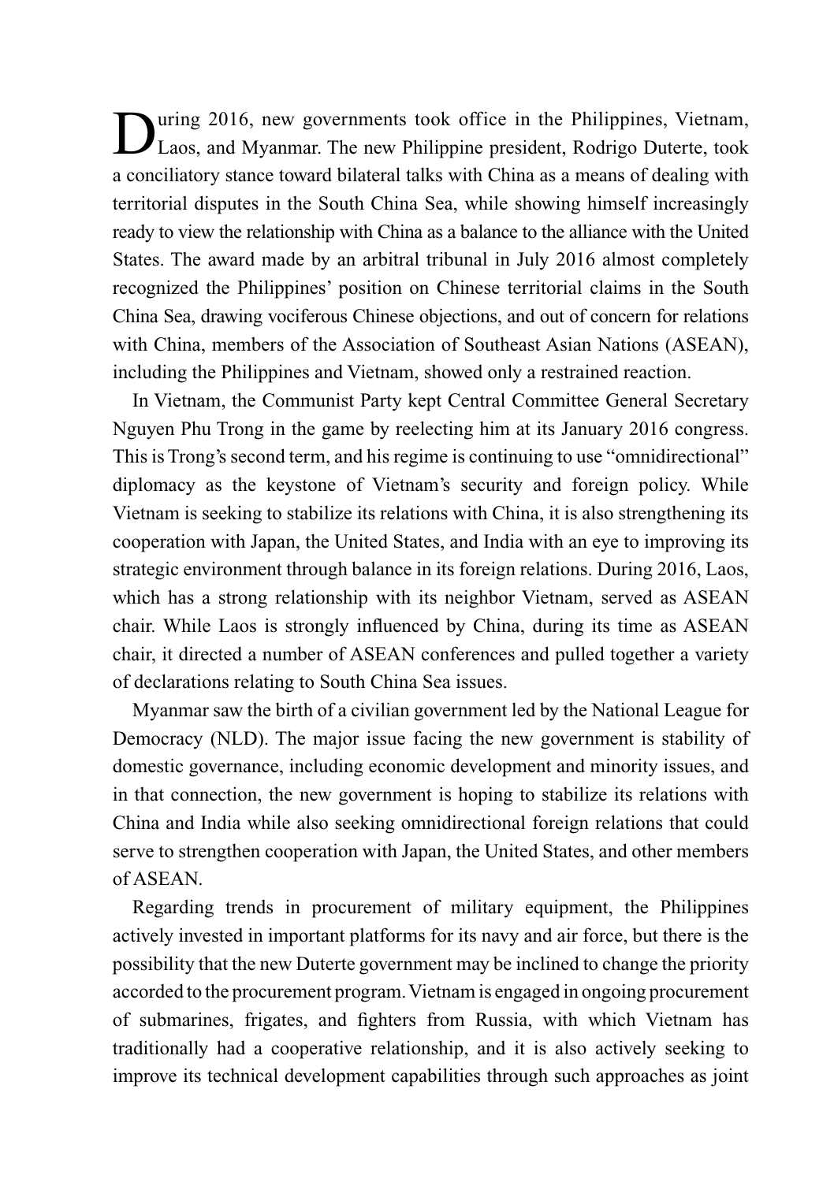During 2016, new governments took office in the Philippines, Vietnam, Laos, and Myanmar. The new Philippine president, Rodrigo Duterte, took a conciliatory stance toward bilateral talks with China as a means of dealing with territorial disputes in the South China Sea, while showing himself increasingly ready to view the relationship with China as a balance to the alliance with the United States. The award made by an arbitral tribunal in July 2016 almost completely recognized the Philippines' position on Chinese territorial claims in the South China Sea, drawing vociferous Chinese objections, and out of concern for relations with China, members of the Association of Southeast Asian Nations (ASEAN), including the Philippines and Vietnam, showed only a restrained reaction.

In Vietnam, the Communist Party kept Central Committee General Secretary Nguyen Phu Trong in the game by reelecting him at its January 2016 congress. This is Trong's second term, and his regime is continuing to use "omnidirectional" diplomacy as the keystone of Vietnam's security and foreign policy. While Vietnam is seeking to stabilize its relations with China, it is also strengthening its cooperation with Japan, the United States, and India with an eye to improving its strategic environment through balance in its foreign relations. During 2016, Laos, which has a strong relationship with its neighbor Vietnam, served as ASEAN chair. While Laos is strongly influenced by China, during its time as ASEAN chair, it directed a number of ASEAN conferences and pulled together a variety of declarations relating to South China Sea issues.

Myanmar saw the birth of a civilian government led by the National League for Democracy (NLD). The major issue facing the new government is stability of domestic governance, including economic development and minority issues, and in that connection, the new government is hoping to stabilize its relations with China and India while also seeking omnidirectional foreign relations that could serve to strengthen cooperation with Japan, the United States, and other members of ASEAN.

Regarding trends in procurement of military equipment, the Philippines actively invested in important platforms for its navy and air force, but there is the possibility that the new Duterte government may be inclined to change the priority accorded to the procurement program. Vietnam is engaged in ongoing procurement of submarines, frigates, and fighters from Russia, with which Vietnam has traditionally had a cooperative relationship, and it is also actively seeking to improve its technical development capabilities through such approaches as joint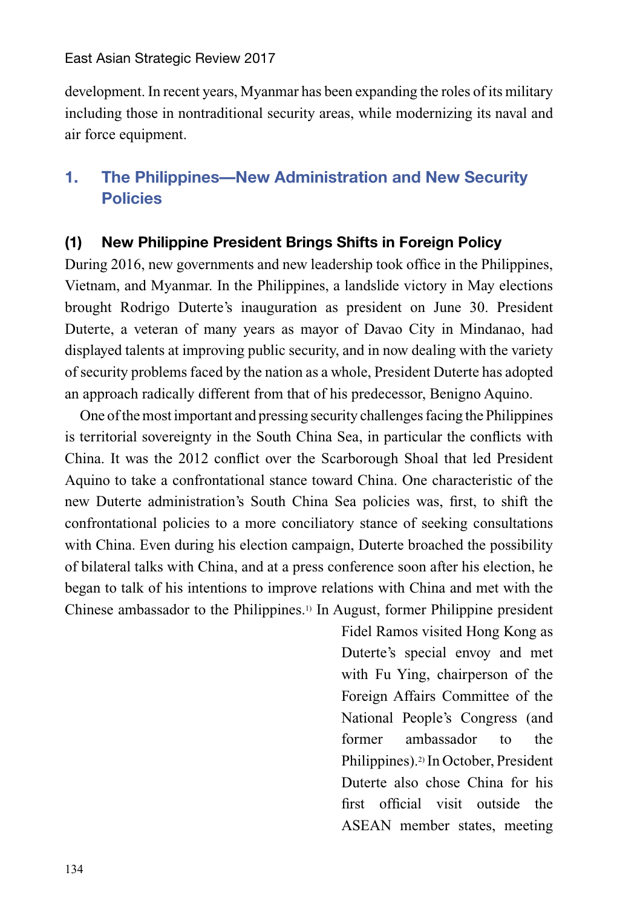development. In recent years, Myanmar has been expanding the roles of its military including those in nontraditional security areas, while modernizing its naval and air force equipment.

## 1. The Philippines—New Administration and New Security Policies

### (1) New Philippine President Brings Shifts in Foreign Policy

During 2016, new governments and new leadership took office in the Philippines, Vietnam, and Myanmar. In the Philippines, a landslide victory in May elections brought Rodrigo Duterte's inauguration as president on June 30. President Duterte, a veteran of many years as mayor of Davao City in Mindanao, had displayed talents at improving public security, and in now dealing with the variety of security problems faced by the nation as a whole, President Duterte has adopted an approach radically different from that of his predecessor, Benigno Aquino.

One of the most important and pressing security challenges facing the Philippines is territorial sovereignty in the South China Sea, in particular the conflicts with China. It was the 2012 conflict over the Scarborough Shoal that led President Aquino to take a confrontational stance toward China. One characteristic of the new Duterte administration's South China Sea policies was, first, to shift the confrontational policies to a more conciliatory stance of seeking consultations with China. Even during his election campaign, Duterte broached the possibility of bilateral talks with China, and at a press conference soon after his election, he began to talk of his intentions to improve relations with China and met with the Chinese ambassador to the Philippines.[1] In August, former Philippine president Fidel Ramos visited Hong Kong as Duterte's special envoy and met with Fu Ying, chairperson of the Foreign Affairs Committee of the National People's Congress (and former ambassador to the Philippines).[2] In October, President Duterte also chose China for his first official visit outside the ASEAN member states, meeting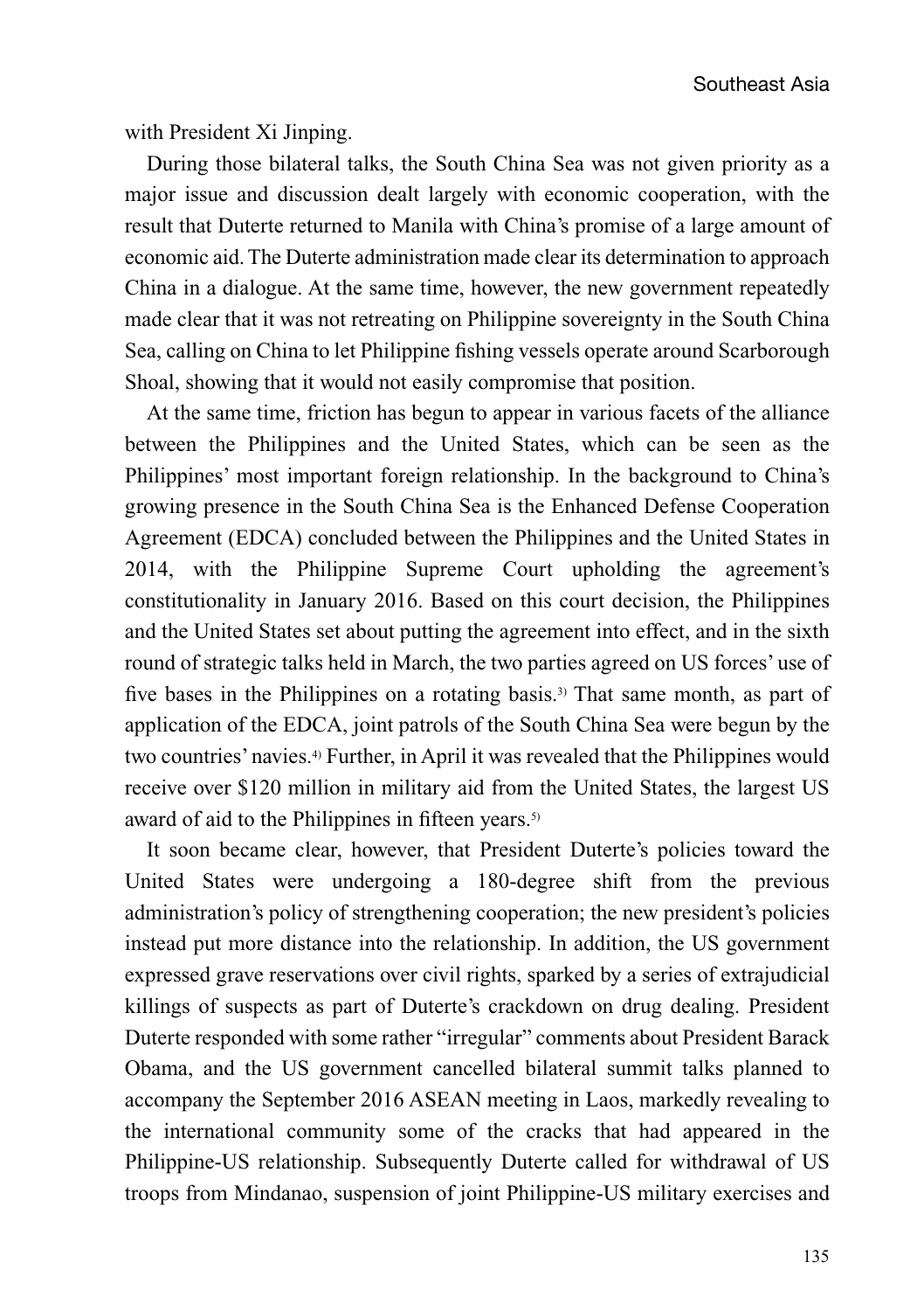with President Xi Jinping.

During those bilateral talks, the South China Sea was not given priority as a major issue and discussion dealt largely with economic cooperation, with the result that Duterte returned to Manila with China's promise of a large amount of economic aid. The Duterte administration made clear its determination to approach China in a dialogue. At the same time, however, the new government repeatedly made clear that it was not retreating on Philippine sovereignty in the South China Sea, calling on China to let Philippine fishing vessels operate around Scarborough Shoal, showing that it would not easily compromise that position.

At the same time, friction has begun to appear in various facets of the alliance between the Philippines and the United States, which can be seen as the Philippines' most important foreign relationship. In the background to China's growing presence in the South China Sea is the Enhanced Defense Cooperation Agreement (EDCA) concluded between the Philippines and the United States in 2014, with the Philippine Supreme Court upholding the agreement's constitutionality in January 2016. Based on this court decision, the Philippines and the United States set about putting the agreement into effect, and in the sixth round of strategic talks held in March, the two parties agreed on US forces' use of five bases in the Philippines on a rotating basis.[3] That same month, as part of application of the EDCA, joint patrols of the South China Sea were begun by the two countries' navies.[4] Further, in April it was revealed that the Philippines would receive over $120 million in military aid from the United States, the largest US award of aid to the Philippines in fifteen years.[5]

It soon became clear, however, that President Duterte's policies toward the United States were undergoing a 180-degree shift from the previous administration's policy of strengthening cooperation; the new president's policies instead put more distance into the relationship. In addition, the US government expressed grave reservations over civil rights, sparked by a series of extrajudicial killings of suspects as part of Duterte's crackdown on drug dealing. President Duterte responded with some rather "irregular" comments about President Barack Obama, and the US government cancelled bilateral summit talks planned to accompany the September 2016 ASEAN meeting in Laos, markedly revealing to the international community some of the cracks that had appeared in the Philippine-US relationship. Subsequently Duterte called for withdrawal of US troops from Mindanao, suspension of joint Philippine-US military exercises and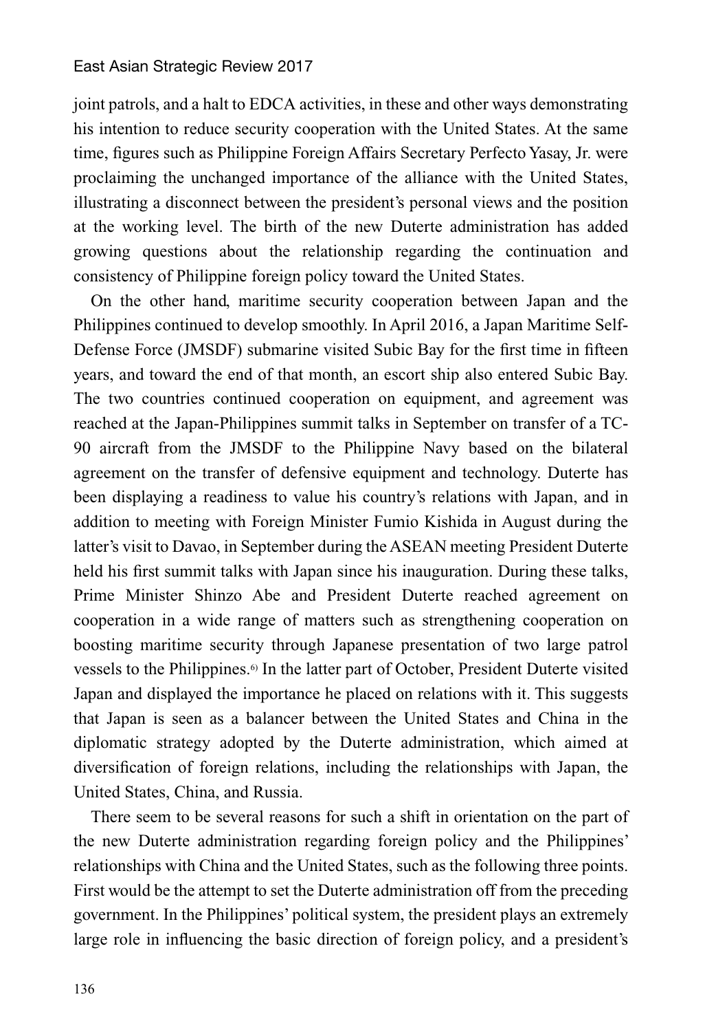joint patrols, and a halt to EDCA activities, in these and other ways demonstrating his intention to reduce security cooperation with the United States. At the same time, figures such as Philippine Foreign Affairs Secretary Perfecto Yasay, Jr. were proclaiming the unchanged importance of the alliance with the United States, illustrating a disconnect between the president's personal views and the position at the working level. The birth of the new Duterte administration has added growing questions about the relationship regarding the continuation and consistency of Philippine foreign policy toward the United States.

On the other hand, maritime security cooperation between Japan and the Philippines continued to develop smoothly. In April 2016, a Japan Maritime Self-Defense Force (JMSDF) submarine visited Subic Bay for the first time in fifteen years, and toward the end of that month, an escort ship also entered Subic Bay. The two countries continued cooperation on equipment, and agreement was reached at the Japan-Philippines summit talks in September on transfer of a TC-90 aircraft from the JMSDF to the Philippine Navy based on the bilateral agreement on the transfer of defensive equipment and technology. Duterte has been displaying a readiness to value his country's relations with Japan, and in addition to meeting with Foreign Minister Fumio Kishida in August during the latter's visit to Davao, in September during the ASEAN meeting President Duterte held his first summit talks with Japan since his inauguration. During these talks, Prime Minister Shinzo Abe and President Duterte reached agreement on cooperation in a wide range of matters such as strengthening cooperation on boosting maritime security through Japanese presentation of two large patrol vessels to the Philippines.[6] In the latter part of October, President Duterte visited Japan and displayed the importance he placed on relations with it. This suggests that Japan is seen as a balancer between the United States and China in the diplomatic strategy adopted by the Duterte administration, which aimed at diversification of foreign relations, including the relationships with Japan, the United States, China, and Russia.

There seem to be several reasons for such a shift in orientation on the part of the new Duterte administration regarding foreign policy and the Philippines' relationships with China and the United States, such as the following three points. First would be the attempt to set the Duterte administration off from the preceding government. In the Philippines' political system, the president plays an extremely large role in influencing the basic direction of foreign policy, and a president's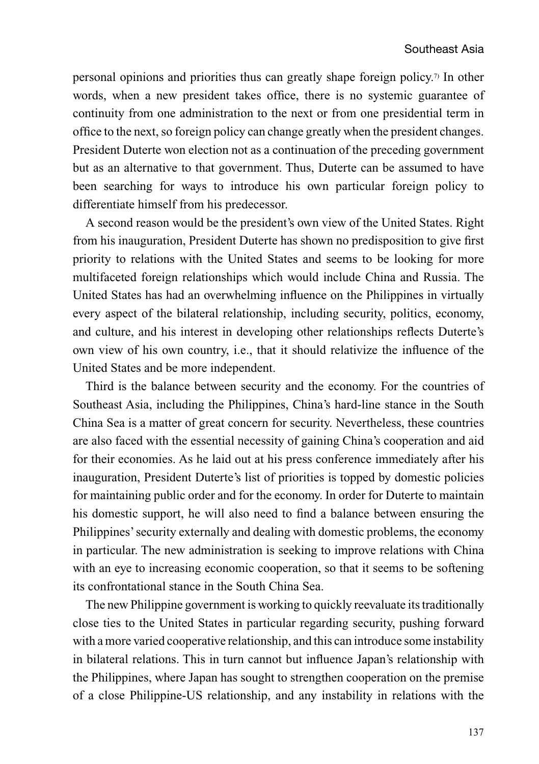personal opinions and priorities thus can greatly shape foreign policy.[7] In other words, when a new president takes office, there is no systemic guarantee of continuity from one administration to the next or from one presidential term in office to the next, so foreign policy can change greatly when the president changes. President Duterte won election not as a continuation of the preceding government but as an alternative to that government. Thus, Duterte can be assumed to have been searching for ways to introduce his own particular foreign policy to differentiate himself from his predecessor.

A second reason would be the president's own view of the United States. Right from his inauguration, President Duterte has shown no predisposition to give first priority to relations with the United States and seems to be looking for more multifaceted foreign relationships which would include China and Russia. The United States has had an overwhelming influence on the Philippines in virtually every aspect of the bilateral relationship, including security, politics, economy, and culture, and his interest in developing other relationships reflects Duterte's own view of his own country, i.e., that it should relativize the influence of the United States and be more independent.

Third is the balance between security and the economy. For the countries of Southeast Asia, including the Philippines, China's hard-line stance in the South China Sea is a matter of great concern for security. Nevertheless, these countries are also faced with the essential necessity of gaining China's cooperation and aid for their economies. As he laid out at his press conference immediately after his inauguration, President Duterte's list of priorities is topped by domestic policies for maintaining public order and for the economy. In order for Duterte to maintain his domestic support, he will also need to find a balance between ensuring the Philippines' security externally and dealing with domestic problems, the economy in particular. The new administration is seeking to improve relations with China with an eye to increasing economic cooperation, so that it seems to be softening its confrontational stance in the South China Sea.

The new Philippine government is working to quickly reevaluate its traditionally close ties to the United States in particular regarding security, pushing forward with a more varied cooperative relationship, and this can introduce some instability in bilateral relations. This in turn cannot but influence Japan's relationship with the Philippines, where Japan has sought to strengthen cooperation on the premise of a close Philippine-US relationship, and any instability in relations with the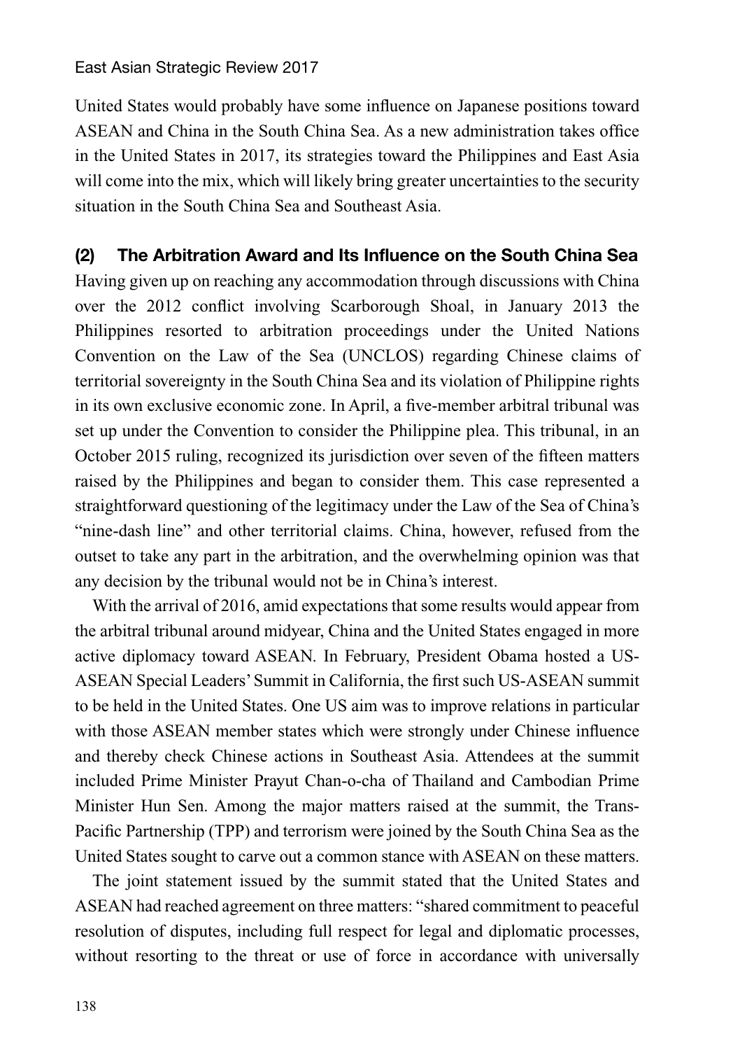United States would probably have some influence on Japanese positions toward ASEAN and China in the South China Sea. As a new administration takes office in the United States in 2017, its strategies toward the Philippines and East Asia will come into the mix, which will likely bring greater uncertainties to the security situation in the South China Sea and Southeast Asia.

### (2) The Arbitration Award and Its Influence on the South China Sea

Having given up on reaching any accommodation through discussions with China over the 2012 conflict involving Scarborough Shoal, in January 2013 the Philippines resorted to arbitration proceedings under the United Nations Convention on the Law of the Sea (UNCLOS) regarding Chinese claims of territorial sovereignty in the South China Sea and its violation of Philippine rights in its own exclusive economic zone. In April, a five-member arbitral tribunal was set up under the Convention to consider the Philippine plea. This tribunal, in an October 2015 ruling, recognized its jurisdiction over seven of the fifteen matters raised by the Philippines and began to consider them. This case represented a straightforward questioning of the legitimacy under the Law of the Sea of China's "nine-dash line" and other territorial claims. China, however, refused from the outset to take any part in the arbitration, and the overwhelming opinion was that any decision by the tribunal would not be in China's interest.

With the arrival of 2016, amid expectations that some results would appear from the arbitral tribunal around midyear, China and the United States engaged in more active diplomacy toward ASEAN. In February, President Obama hosted a US-ASEAN Special Leaders' Summit in California, the first such US-ASEAN summit to be held in the United States. One US aim was to improve relations in particular with those ASEAN member states which were strongly under Chinese influence and thereby check Chinese actions in Southeast Asia. Attendees at the summit included Prime Minister Prayut Chan-o-cha of Thailand and Cambodian Prime Minister Hun Sen. Among the major matters raised at the summit, the Trans-Pacific Partnership (TPP) and terrorism were joined by the South China Sea as the United States sought to carve out a common stance with ASEAN on these matters.

The joint statement issued by the summit stated that the United States and ASEAN had reached agreement on three matters: "shared commitment to peaceful resolution of disputes, including full respect for legal and diplomatic processes, without resorting to the threat or use of force in accordance with universally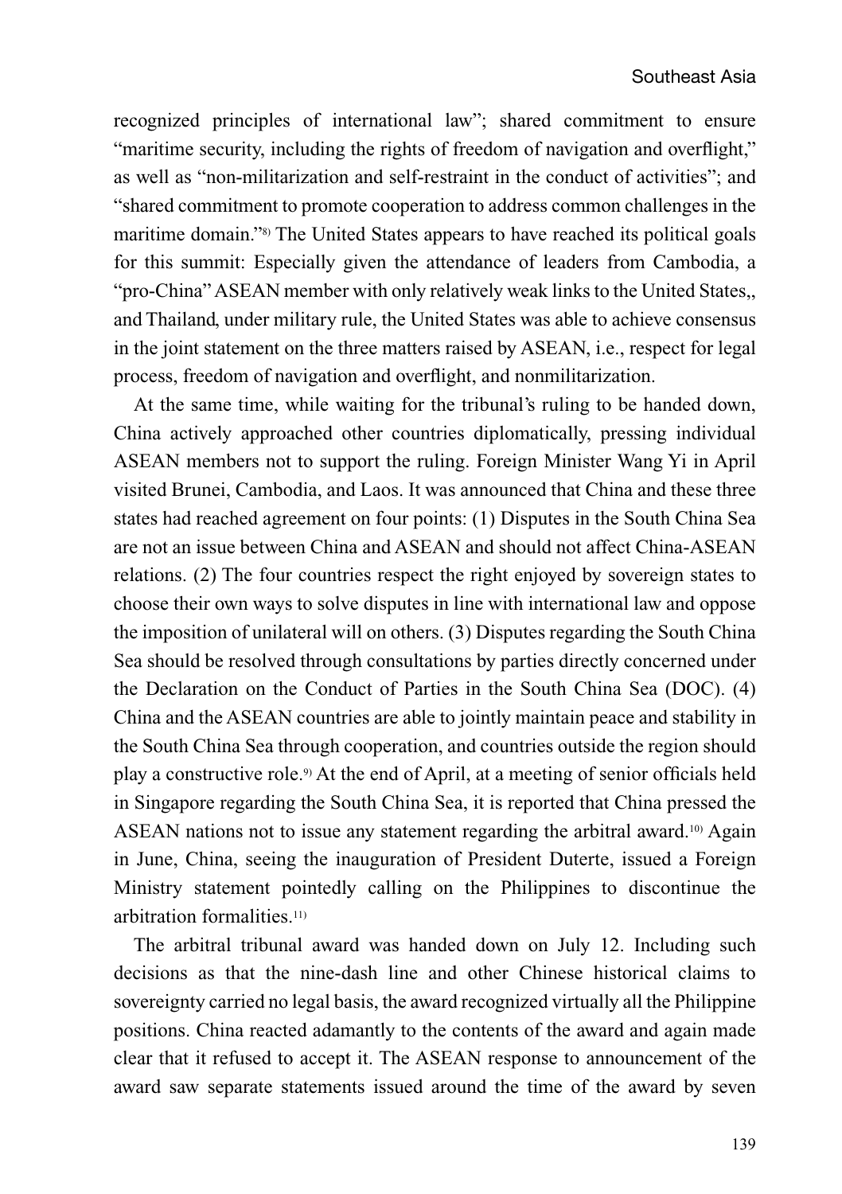recognized principles of international law"; shared commitment to ensure "maritime security, including the rights of freedom of navigation and overflight," as well as "non-militarization and self-restraint in the conduct of activities"; and "shared commitment to promote cooperation to address common challenges in the maritime domain."[8] The United States appears to have reached its political goals for this summit: Especially given the attendance of leaders from Cambodia, a "pro-China" ASEAN member with only relatively weak links to the United States,, and Thailand, under military rule, the United States was able to achieve consensus in the joint statement on the three matters raised by ASEAN, i.e., respect for legal process, freedom of navigation and overflight, and nonmilitarization.

At the same time, while waiting for the tribunal's ruling to be handed down, China actively approached other countries diplomatically, pressing individual ASEAN members not to support the ruling. Foreign Minister Wang Yi in April visited Brunei, Cambodia, and Laos. It was announced that China and these three states had reached agreement on four points: (1) Disputes in the South China Sea are not an issue between China and ASEAN and should not affect China-ASEAN relations. (2) The four countries respect the right enjoyed by sovereign states to choose their own ways to solve disputes in line with international law and oppose the imposition of unilateral will on others. (3) Disputes regarding the South China Sea should be resolved through consultations by parties directly concerned under the Declaration on the Conduct of Parties in the South China Sea (DOC). (4) China and the ASEAN countries are able to jointly maintain peace and stability in the South China Sea through cooperation, and countries outside the region should play a constructive role.[9] At the end of April, at a meeting of senior officials held in Singapore regarding the South China Sea, it is reported that China pressed the ASEAN nations not to issue any statement regarding the arbitral award.[10] Again in June, China, seeing the inauguration of President Duterte, issued a Foreign Ministry statement pointedly calling on the Philippines to discontinue the arbitration formalities.[11]

The arbitral tribunal award was handed down on July 12. Including such decisions as that the nine-dash line and other Chinese historical claims to sovereignty carried no legal basis, the award recognized virtually all the Philippine positions. China reacted adamantly to the contents of the award and again made clear that it refused to accept it. The ASEAN response to announcement of the award saw separate statements issued around the time of the award by seven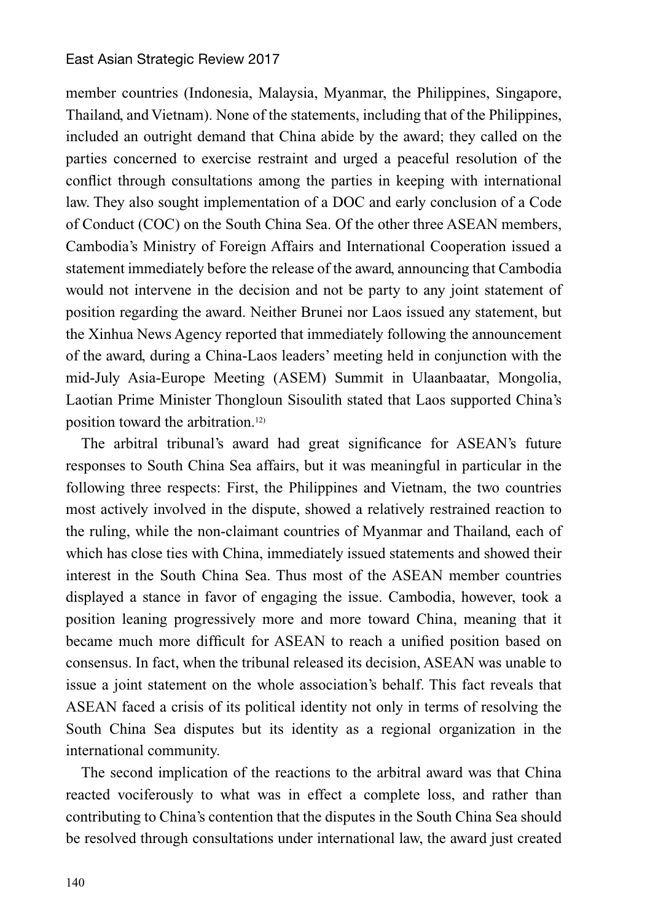member countries (Indonesia, Malaysia, Myanmar, the Philippines, Singapore, Thailand, and Vietnam). None of the statements, including that of the Philippines, included an outright demand that China abide by the award; they called on the parties concerned to exercise restraint and urged a peaceful resolution of the conflict through consultations among the parties in keeping with international law. They also sought implementation of a DOC and early conclusion of a Code of Conduct (COC) on the South China Sea. Of the other three ASEAN members, Cambodia's Ministry of Foreign Affairs and International Cooperation issued a statement immediately before the release of the award, announcing that Cambodia would not intervene in the decision and not be party to any joint statement of position regarding the award. Neither Brunei nor Laos issued any statement, but the Xinhua News Agency reported that immediately following the announcement of the award, during a China-Laos leaders' meeting held in conjunction with the mid-July Asia-Europe Meeting (ASEM) Summit in Ulaanbaatar, Mongolia, Laotian Prime Minister Thongloun Sisoulith stated that Laos supported China's position toward the arbitration.[12)]

The arbitral tribunal's award had great significance for ASEAN's future responses to South China Sea affairs, but it was meaningful in particular in the following three respects: First, the Philippines and Vietnam, the two countries most actively involved in the dispute, showed a relatively restrained reaction to the ruling, while the non-claimant countries of Myanmar and Thailand, each of which has close ties with China, immediately issued statements and showed their interest in the South China Sea. Thus most of the ASEAN member countries displayed a stance in favor of engaging the issue. Cambodia, however, took a position leaning progressively more and more toward China, meaning that it became much more difficult for ASEAN to reach a unified position based on consensus. In fact, when the tribunal released its decision, ASEAN was unable to issue a joint statement on the whole association's behalf. This fact reveals that ASEAN faced a crisis of its political identity not only in terms of resolving the South China Sea disputes but its identity as a regional organization in the international community.

The second implication of the reactions to the arbitral award was that China reacted vociferously to what was in effect a complete loss, and rather than contributing to China's contention that the disputes in the South China Sea should be resolved through consultations under international law, the award just created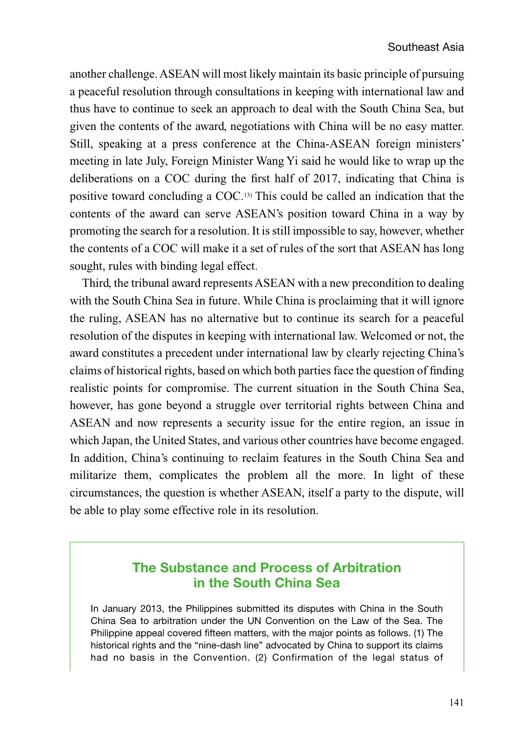another challenge. ASEAN will most likely maintain its basic principle of pursuing a peaceful resolution through consultations in keeping with international law and thus have to continue to seek an approach to deal with the South China Sea, but given the contents of the award, negotiations with China will be no easy matter. Still, speaking at a press conference at the China-ASEAN foreign ministers' meeting in late July, Foreign Minister Wang Yi said he would like to wrap up the deliberations on a COC during the first half of 2017, indicating that China is positive toward concluding a COC.[13] This could be called an indication that the contents of the award can serve ASEAN's position toward China in a way by promoting the search for a resolution. It is still impossible to say, however, whether the contents of a COC will make it a set of rules of the sort that ASEAN has long sought, rules with binding legal effect.

Third, the tribunal award represents ASEAN with a new precondition to dealing with the South China Sea in future. While China is proclaiming that it will ignore the ruling, ASEAN has no alternative but to continue its search for a peaceful resolution of the disputes in keeping with international law. Welcomed or not, the award constitutes a precedent under international law by clearly rejecting China's claims of historical rights, based on which both parties face the question of finding realistic points for compromise. The current situation in the South China Sea, however, has gone beyond a struggle over territorial rights between China and ASEAN and now represents a security issue for the entire region, an issue in which Japan, the United States, and various other countries have become engaged. In addition, China's continuing to reclaim features in the South China Sea and militarize them, complicates the problem all the more. In light of these circumstances, the question is whether ASEAN, itself a party to the dispute, will be able to play some effective role in its resolution.

## The Substance and Process of Arbitration in the South China Sea

In January 2013, the Philippines submitted its disputes with China in the South China Sea to arbitration under the UN Convention on the Law of the Sea. The Philippine appeal covered fifteen matters, with the major points as follows. (1) The historical rights and the "nine-dash line" advocated by China to support its claims had no basis in the Convention. (2) Confirmation of the legal status of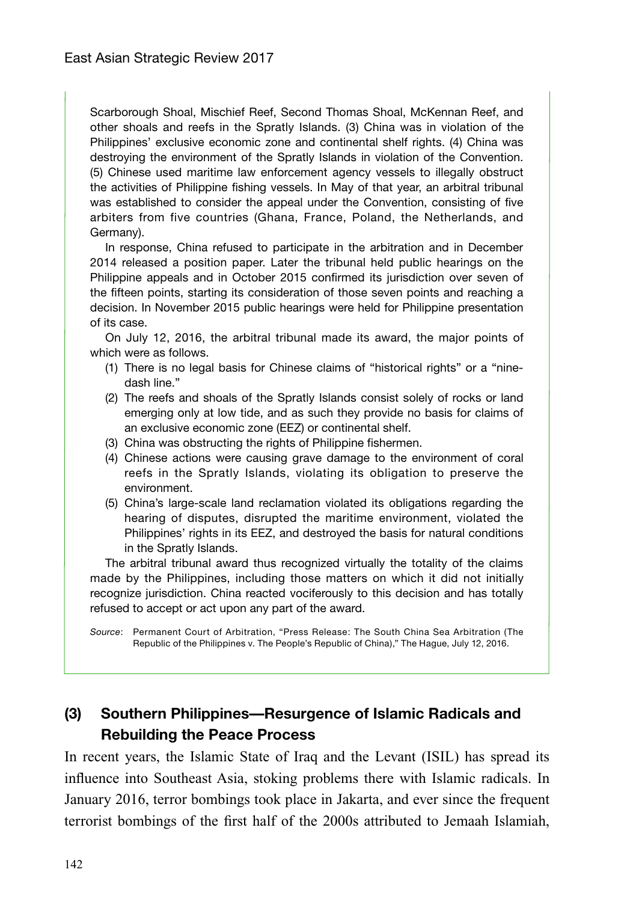Scarborough Shoal, Mischief Reef, Second Thomas Shoal, McKennan Reef, and other shoals and reefs in the Spratly Islands. (3) China was in violation of the Philippines' exclusive economic zone and continental shelf rights. (4) China was destroying the environment of the Spratly Islands in violation of the Convention. (5) Chinese used maritime law enforcement agency vessels to illegally obstruct the activities of Philippine fishing vessels. In May of that year, an arbitral tribunal was established to consider the appeal under the Convention, consisting of five arbiters from five countries (Ghana, France, Poland, the Netherlands, and Germany).

In response, China refused to participate in the arbitration and in December 2014 released a position paper. Later the tribunal held public hearings on the Philippine appeals and in October 2015 confirmed its jurisdiction over seven of the fifteen points, starting its consideration of those seven points and reaching a decision. In November 2015 public hearings were held for Philippine presentation of its case.

On July 12, 2016, the arbitral tribunal made its award, the major points of which were as follows.

(1) There is no legal basis for Chinese claims of "historical rights" or a "nine-dash line."
(2) The reefs and shoals of the Spratly Islands consist solely of rocks or land emerging only at low tide, and as such they provide no basis for claims of an exclusive economic zone (EEZ) or continental shelf.
(3) China was obstructing the rights of Philippine fishermen.
(4) Chinese actions were causing grave damage to the environment of coral reefs in the Spratly Islands, violating its obligation to preserve the environment.
(5) China's large-scale land reclamation violated its obligations regarding the hearing of disputes, disrupted the maritime environment, violated the Philippines' rights in its EEZ, and destroyed the basis for natural conditions in the Spratly Islands.

The arbitral tribunal award thus recognized virtually the totality of the claims made by the Philippines, including those matters on which it did not initially recognize jurisdiction. China reacted vociferously to this decision and has totally refused to accept or act upon any part of the award.

*Source*: Permanent Court of Arbitration, "Press Release: The South China Sea Arbitration (The Republic of the Philippines v. The People's Republic of China)," The Hague, July 12, 2016.

### (3) Southern Philippines—Resurgence of Islamic Radicals and Rebuilding the Peace Process

In recent years, the Islamic State of Iraq and the Levant (ISIL) has spread its influence into Southeast Asia, stoking problems there with Islamic radicals. In January 2016, terror bombings took place in Jakarta, and ever since the frequent terrorist bombings of the first half of the 2000s attributed to Jemaah Islamiah,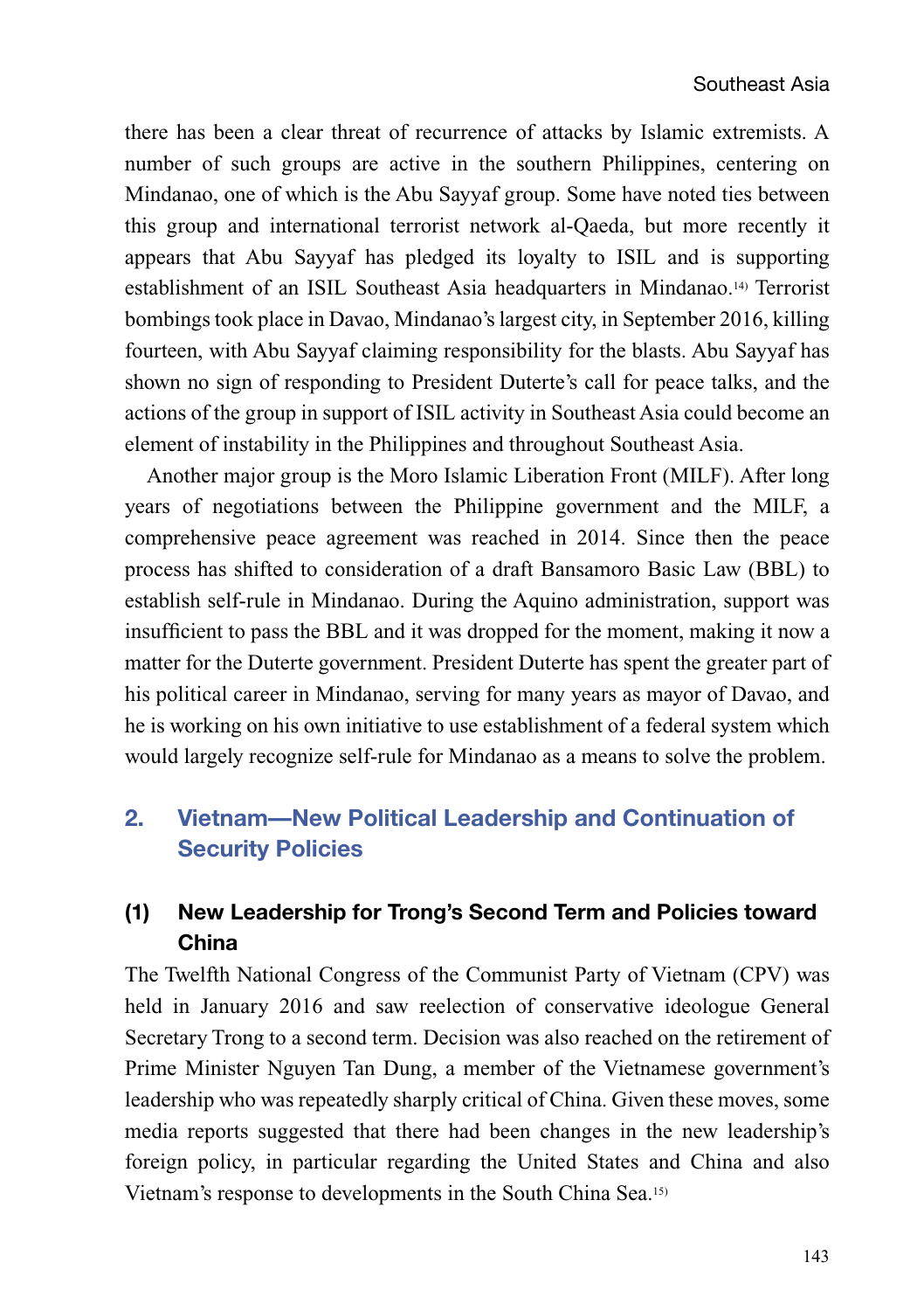there has been a clear threat of recurrence of attacks by Islamic extremists. A number of such groups are active in the southern Philippines, centering on Mindanao, one of which is the Abu Sayyaf group. Some have noted ties between this group and international terrorist network al-Qaeda, but more recently it appears that Abu Sayyaf has pledged its loyalty to ISIL and is supporting establishment of an ISIL Southeast Asia headquarters in Mindanao.[14] Terrorist bombings took place in Davao, Mindanao's largest city, in September 2016, killing fourteen, with Abu Sayyaf claiming responsibility for the blasts. Abu Sayyaf has shown no sign of responding to President Duterte's call for peace talks, and the actions of the group in support of ISIL activity in Southeast Asia could become an element of instability in the Philippines and throughout Southeast Asia.

Another major group is the Moro Islamic Liberation Front (MILF). After long years of negotiations between the Philippine government and the MILF, a comprehensive peace agreement was reached in 2014. Since then the peace process has shifted to consideration of a draft Bansamoro Basic Law (BBL) to establish self-rule in Mindanao. During the Aquino administration, support was insufficient to pass the BBL and it was dropped for the moment, making it now a matter for the Duterte government. President Duterte has spent the greater part of his political career in Mindanao, serving for many years as mayor of Davao, and he is working on his own initiative to use establishment of a federal system which would largely recognize self-rule for Mindanao as a means to solve the problem.

## 2. Vietnam—New Political Leadership and Continuation of Security Policies

### (1) New Leadership for Trong's Second Term and Policies toward China

The Twelfth National Congress of the Communist Party of Vietnam (CPV) was held in January 2016 and saw reelection of conservative ideologue General Secretary Trong to a second term. Decision was also reached on the retirement of Prime Minister Nguyen Tan Dung, a member of the Vietnamese government's leadership who was repeatedly sharply critical of China. Given these moves, some media reports suggested that there had been changes in the new leadership's foreign policy, in particular regarding the United States and China and also Vietnam's response to developments in the South China Sea.[15]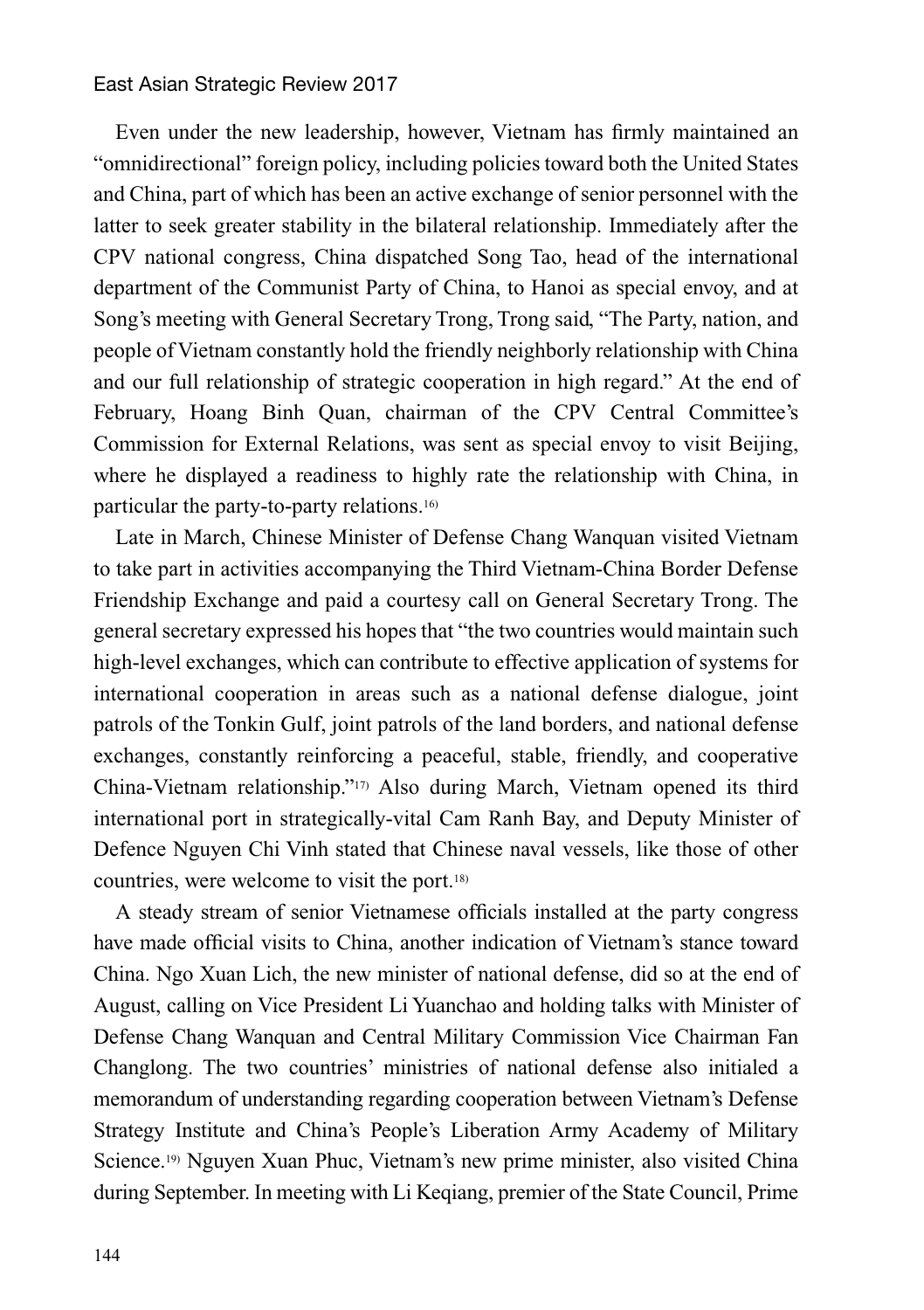Even under the new leadership, however, Vietnam has firmly maintained an "omnidirectional" foreign policy, including policies toward both the United States and China, part of which has been an active exchange of senior personnel with the latter to seek greater stability in the bilateral relationship. Immediately after the CPV national congress, China dispatched Song Tao, head of the international department of the Communist Party of China, to Hanoi as special envoy, and at Song's meeting with General Secretary Trong, Trong said, "The Party, nation, and people of Vietnam constantly hold the friendly neighborly relationship with China and our full relationship of strategic cooperation in high regard." At the end of February, Hoang Binh Quan, chairman of the CPV Central Committee's Commission for External Relations, was sent as special envoy to visit Beijing, where he displayed a readiness to highly rate the relationship with China, in particular the party-to-party relations.[16)]

Late in March, Chinese Minister of Defense Chang Wanquan visited Vietnam to take part in activities accompanying the Third Vietnam-China Border Defense Friendship Exchange and paid a courtesy call on General Secretary Trong. The general secretary expressed his hopes that "the two countries would maintain such high-level exchanges, which can contribute to effective application of systems for international cooperation in areas such as a national defense dialogue, joint patrols of the Tonkin Gulf, joint patrols of the land borders, and national defense exchanges, constantly reinforcing a peaceful, stable, friendly, and cooperative China-Vietnam relationship."[17)] Also during March, Vietnam opened its third international port in strategically-vital Cam Ranh Bay, and Deputy Minister of Defence Nguyen Chi Vinh stated that Chinese naval vessels, like those of other countries, were welcome to visit the port.[18)]

A steady stream of senior Vietnamese officials installed at the party congress have made official visits to China, another indication of Vietnam's stance toward China. Ngo Xuan Lich, the new minister of national defense, did so at the end of August, calling on Vice President Li Yuanchao and holding talks with Minister of Defense Chang Wanquan and Central Military Commission Vice Chairman Fan Changlong. The two countries' ministries of national defense also initialed a memorandum of understanding regarding cooperation between Vietnam's Defense Strategy Institute and China's People's Liberation Army Academy of Military Science.[19)] Nguyen Xuan Phuc, Vietnam's new prime minister, also visited China during September. In meeting with Li Keqiang, premier of the State Council, Prime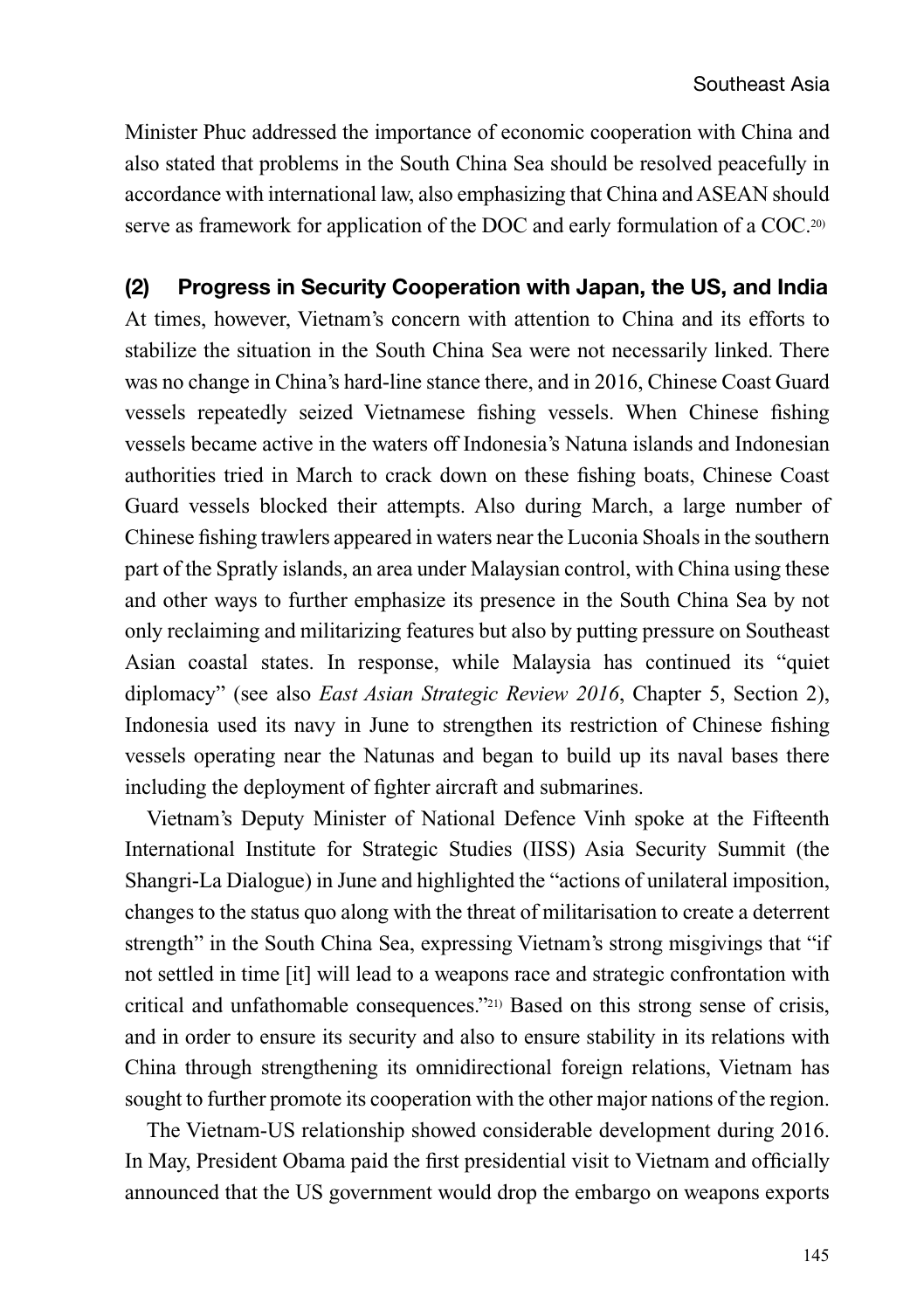Minister Phuc addressed the importance of economic cooperation with China and also stated that problems in the South China Sea should be resolved peacefully in accordance with international law, also emphasizing that China and ASEAN should serve as framework for application of the DOC and early formulation of a COC.[20]

### (2) Progress in Security Cooperation with Japan, the US, and India

At times, however, Vietnam's concern with attention to China and its efforts to stabilize the situation in the South China Sea were not necessarily linked. There was no change in China's hard-line stance there, and in 2016, Chinese Coast Guard vessels repeatedly seized Vietnamese fishing vessels. When Chinese fishing vessels became active in the waters off Indonesia's Natuna islands and Indonesian authorities tried in March to crack down on these fishing boats, Chinese Coast Guard vessels blocked their attempts. Also during March, a large number of Chinese fishing trawlers appeared in waters near the Luconia Shoals in the southern part of the Spratly islands, an area under Malaysian control, with China using these and other ways to further emphasize its presence in the South China Sea by not only reclaiming and militarizing features but also by putting pressure on Southeast Asian coastal states. In response, while Malaysia has continued its "quiet diplomacy" (see also *East Asian Strategic Review 2016*, Chapter 5, Section 2), Indonesia used its navy in June to strengthen its restriction of Chinese fishing vessels operating near the Natunas and began to build up its naval bases there including the deployment of fighter aircraft and submarines.

Vietnam's Deputy Minister of National Defence Vinh spoke at the Fifteenth International Institute for Strategic Studies (IISS) Asia Security Summit (the Shangri-La Dialogue) in June and highlighted the "actions of unilateral imposition, changes to the status quo along with the threat of militarisation to create a deterrent strength" in the South China Sea, expressing Vietnam's strong misgivings that "if not settled in time [it] will lead to a weapons race and strategic confrontation with critical and unfathomable consequences."[21] Based on this strong sense of crisis, and in order to ensure its security and also to ensure stability in its relations with China through strengthening its omnidirectional foreign relations, Vietnam has sought to further promote its cooperation with the other major nations of the region.

The Vietnam-US relationship showed considerable development during 2016. In May, President Obama paid the first presidential visit to Vietnam and officially announced that the US government would drop the embargo on weapons exports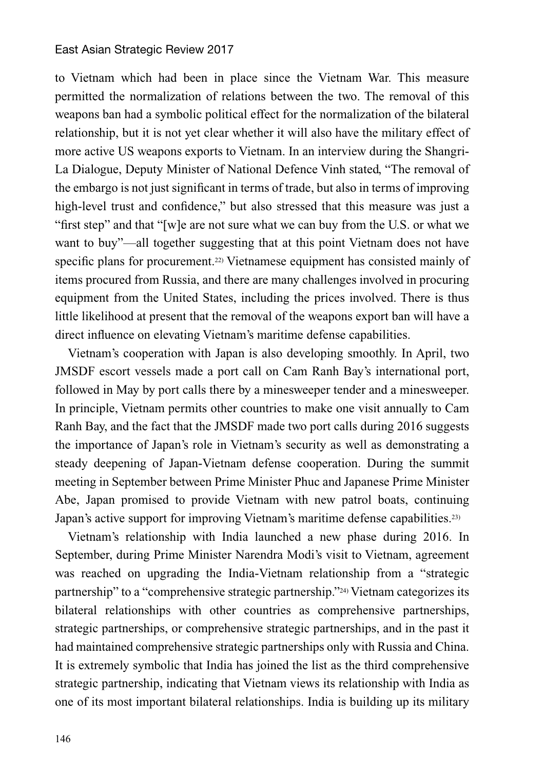to Vietnam which had been in place since the Vietnam War. This measure permitted the normalization of relations between the two. The removal of this weapons ban had a symbolic political effect for the normalization of the bilateral relationship, but it is not yet clear whether it will also have the military effect of more active US weapons exports to Vietnam. In an interview during the Shangri-La Dialogue, Deputy Minister of National Defence Vinh stated, "The removal of the embargo is not just significant in terms of trade, but also in terms of improving high-level trust and confidence," but also stressed that this measure was just a "first step" and that "[w]e are not sure what we can buy from the U.S. or what we want to buy"—all together suggesting that at this point Vietnam does not have specific plans for procurement.[22] Vietnamese equipment has consisted mainly of items procured from Russia, and there are many challenges involved in procuring equipment from the United States, including the prices involved. There is thus little likelihood at present that the removal of the weapons export ban will have a direct influence on elevating Vietnam's maritime defense capabilities.

Vietnam's cooperation with Japan is also developing smoothly. In April, two JMSDF escort vessels made a port call on Cam Ranh Bay's international port, followed in May by port calls there by a minesweeper tender and a minesweeper. In principle, Vietnam permits other countries to make one visit annually to Cam Ranh Bay, and the fact that the JMSDF made two port calls during 2016 suggests the importance of Japan's role in Vietnam's security as well as demonstrating a steady deepening of Japan-Vietnam defense cooperation. During the summit meeting in September between Prime Minister Phuc and Japanese Prime Minister Abe, Japan promised to provide Vietnam with new patrol boats, continuing Japan's active support for improving Vietnam's maritime defense capabilities.[23]

Vietnam's relationship with India launched a new phase during 2016. In September, during Prime Minister Narendra Modi's visit to Vietnam, agreement was reached on upgrading the India-Vietnam relationship from a "strategic partnership" to a "comprehensive strategic partnership."[24] Vietnam categorizes its bilateral relationships with other countries as comprehensive partnerships, strategic partnerships, or comprehensive strategic partnerships, and in the past it had maintained comprehensive strategic partnerships only with Russia and China. It is extremely symbolic that India has joined the list as the third comprehensive strategic partnership, indicating that Vietnam views its relationship with India as one of its most important bilateral relationships. India is building up its military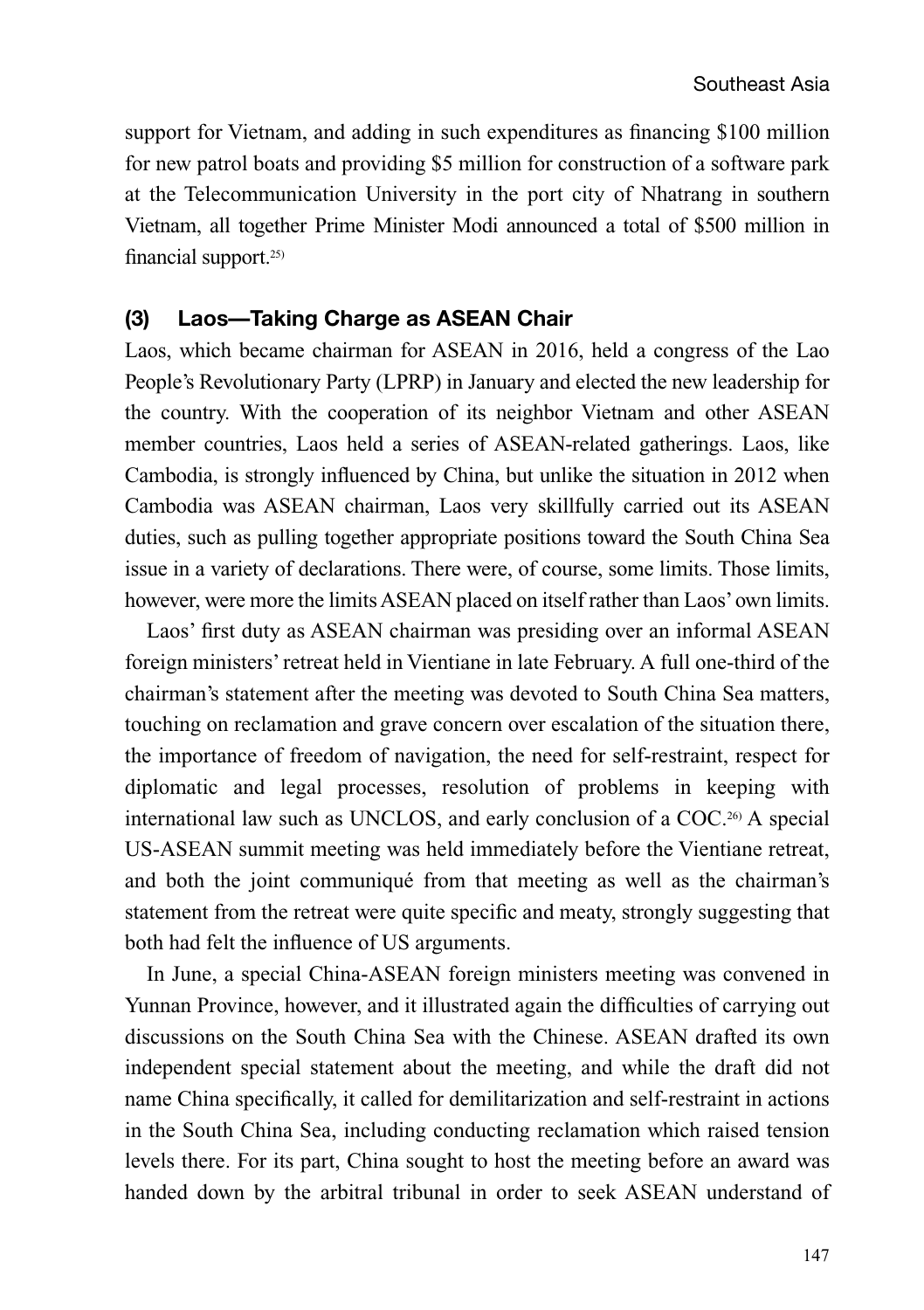support for Vietnam, and adding in such expenditures as financing $100 million for new patrol boats and providing $5 million for construction of a software park at the Telecommunication University in the port city of Nhatrang in southern Vietnam, all together Prime Minister Modi announced a total of $500 million in financial support.[25)]

### (3) Laos—Taking Charge as ASEAN Chair

Laos, which became chairman for ASEAN in 2016, held a congress of the Lao People's Revolutionary Party (LPRP) in January and elected the new leadership for the country. With the cooperation of its neighbor Vietnam and other ASEAN member countries, Laos held a series of ASEAN-related gatherings. Laos, like Cambodia, is strongly influenced by China, but unlike the situation in 2012 when Cambodia was ASEAN chairman, Laos very skillfully carried out its ASEAN duties, such as pulling together appropriate positions toward the South China Sea issue in a variety of declarations. There were, of course, some limits. Those limits, however, were more the limits ASEAN placed on itself rather than Laos' own limits.

Laos' first duty as ASEAN chairman was presiding over an informal ASEAN foreign ministers' retreat held in Vientiane in late February. A full one-third of the chairman's statement after the meeting was devoted to South China Sea matters, touching on reclamation and grave concern over escalation of the situation there, the importance of freedom of navigation, the need for self-restraint, respect for diplomatic and legal processes, resolution of problems in keeping with international law such as UNCLOS, and early conclusion of a COC.[26)] A special US-ASEAN summit meeting was held immediately before the Vientiane retreat, and both the joint communiqué from that meeting as well as the chairman's statement from the retreat were quite specific and meaty, strongly suggesting that both had felt the influence of US arguments.

In June, a special China-ASEAN foreign ministers meeting was convened in Yunnan Province, however, and it illustrated again the difficulties of carrying out discussions on the South China Sea with the Chinese. ASEAN drafted its own independent special statement about the meeting, and while the draft did not name China specifically, it called for demilitarization and self-restraint in actions in the South China Sea, including conducting reclamation which raised tension levels there. For its part, China sought to host the meeting before an award was handed down by the arbitral tribunal in order to seek ASEAN understand of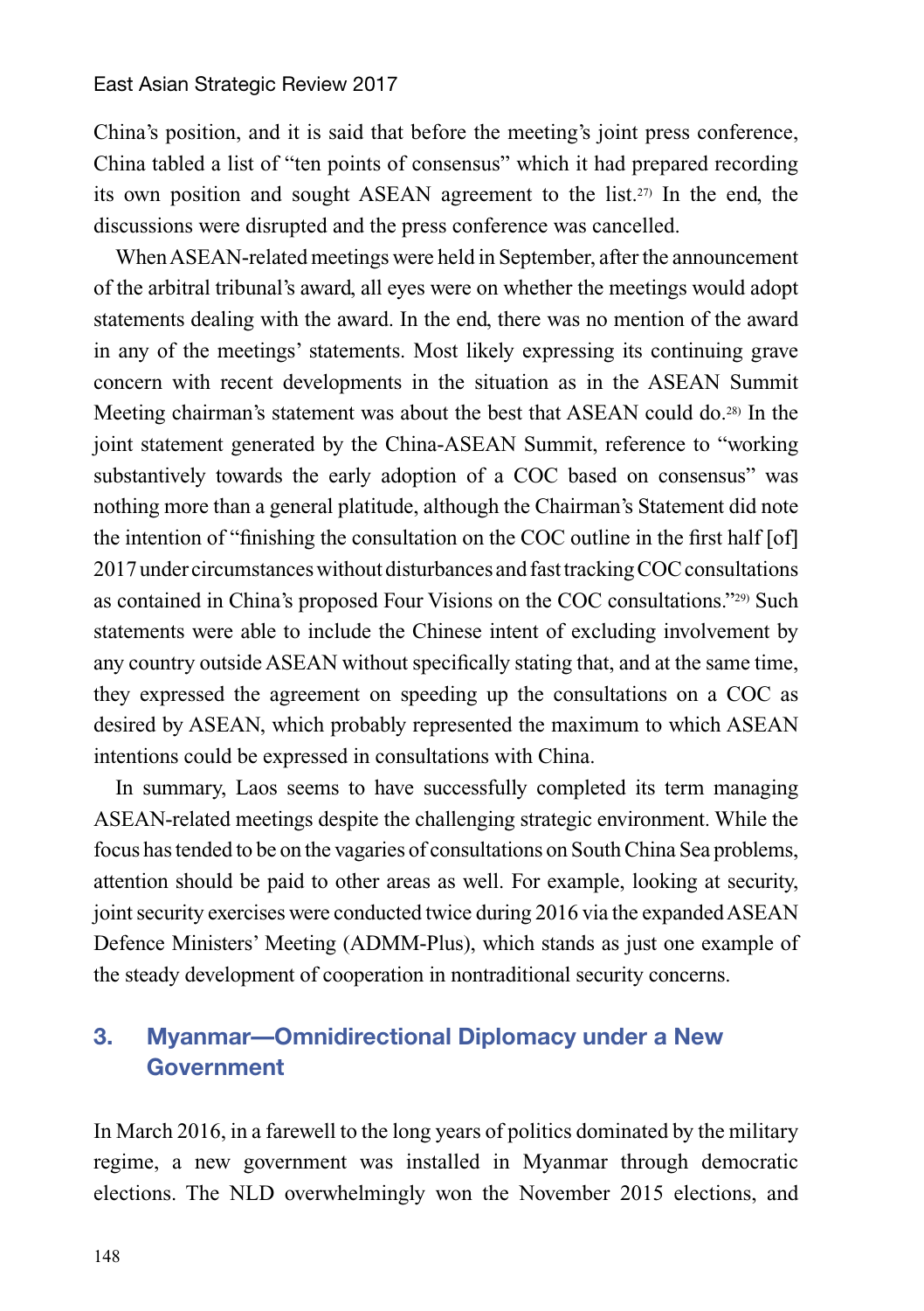China's position, and it is said that before the meeting's joint press conference, China tabled a list of "ten points of consensus" which it had prepared recording its own position and sought ASEAN agreement to the list.[27] In the end, the discussions were disrupted and the press conference was cancelled.

When ASEAN-related meetings were held in September, after the announcement of the arbitral tribunal's award, all eyes were on whether the meetings would adopt statements dealing with the award. In the end, there was no mention of the award in any of the meetings' statements. Most likely expressing its continuing grave concern with recent developments in the situation as in the ASEAN Summit Meeting chairman's statement was about the best that ASEAN could do.[28] In the joint statement generated by the China-ASEAN Summit, reference to "working substantively towards the early adoption of a COC based on consensus" was nothing more than a general platitude, although the Chairman's Statement did note the intention of "finishing the consultation on the COC outline in the first half [of] 2017 under circumstances without disturbances and fast tracking COC consultations as contained in China's proposed Four Visions on the COC consultations."[29] Such statements were able to include the Chinese intent of excluding involvement by any country outside ASEAN without specifically stating that, and at the same time, they expressed the agreement on speeding up the consultations on a COC as desired by ASEAN, which probably represented the maximum to which ASEAN intentions could be expressed in consultations with China.

In summary, Laos seems to have successfully completed its term managing ASEAN-related meetings despite the challenging strategic environment. While the focus has tended to be on the vagaries of consultations on South China Sea problems, attention should be paid to other areas as well. For example, looking at security, joint security exercises were conducted twice during 2016 via the expanded ASEAN Defence Ministers' Meeting (ADMM-Plus), which stands as just one example of the steady development of cooperation in nontraditional security concerns.

## 3. Myanmar—Omnidirectional Diplomacy under a New Government

In March 2016, in a farewell to the long years of politics dominated by the military regime, a new government was installed in Myanmar through democratic elections. The NLD overwhelmingly won the November 2015 elections, and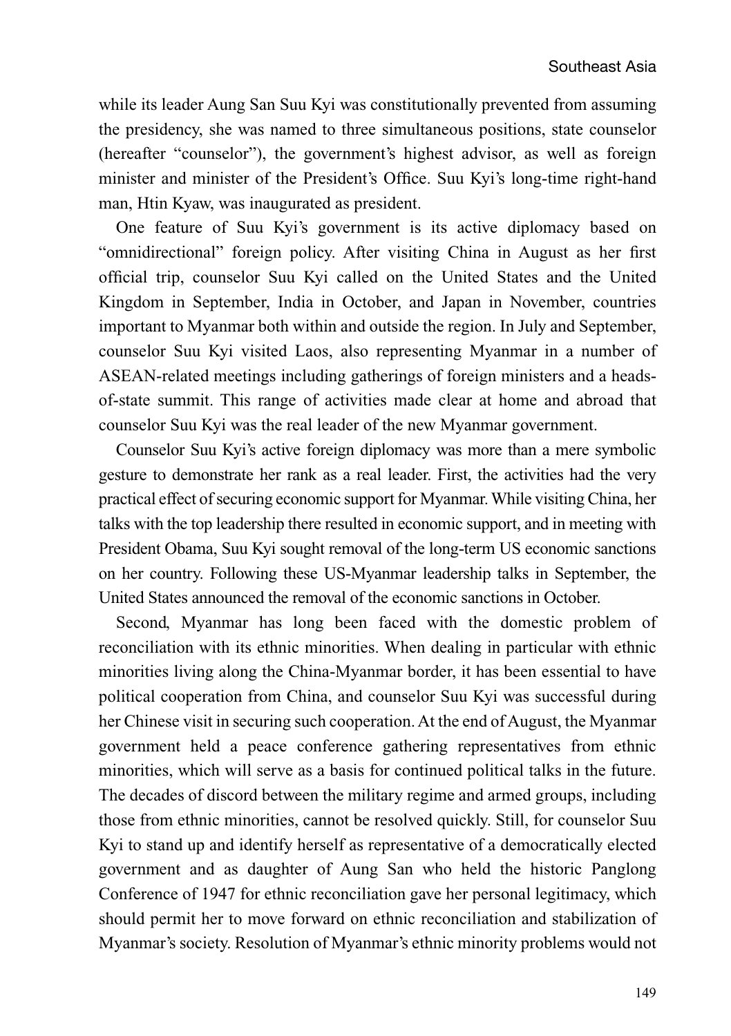while its leader Aung San Suu Kyi was constitutionally prevented from assuming the presidency, she was named to three simultaneous positions, state counselor (hereafter "counselor"), the government's highest advisor, as well as foreign minister and minister of the President's Office. Suu Kyi's long-time right-hand man, Htin Kyaw, was inaugurated as president.

One feature of Suu Kyi's government is its active diplomacy based on "omnidirectional" foreign policy. After visiting China in August as her first official trip, counselor Suu Kyi called on the United States and the United Kingdom in September, India in October, and Japan in November, countries important to Myanmar both within and outside the region. In July and September, counselor Suu Kyi visited Laos, also representing Myanmar in a number of ASEAN-related meetings including gatherings of foreign ministers and a heads-of-state summit. This range of activities made clear at home and abroad that counselor Suu Kyi was the real leader of the new Myanmar government.

Counselor Suu Kyi's active foreign diplomacy was more than a mere symbolic gesture to demonstrate her rank as a real leader. First, the activities had the very practical effect of securing economic support for Myanmar. While visiting China, her talks with the top leadership there resulted in economic support, and in meeting with President Obama, Suu Kyi sought removal of the long-term US economic sanctions on her country. Following these US-Myanmar leadership talks in September, the United States announced the removal of the economic sanctions in October.

Second, Myanmar has long been faced with the domestic problem of reconciliation with its ethnic minorities. When dealing in particular with ethnic minorities living along the China-Myanmar border, it has been essential to have political cooperation from China, and counselor Suu Kyi was successful during her Chinese visit in securing such cooperation. At the end of August, the Myanmar government held a peace conference gathering representatives from ethnic minorities, which will serve as a basis for continued political talks in the future. The decades of discord between the military regime and armed groups, including those from ethnic minorities, cannot be resolved quickly. Still, for counselor Suu Kyi to stand up and identify herself as representative of a democratically elected government and as daughter of Aung San who held the historic Panglong Conference of 1947 for ethnic reconciliation gave her personal legitimacy, which should permit her to move forward on ethnic reconciliation and stabilization of Myanmar's society. Resolution of Myanmar's ethnic minority problems would not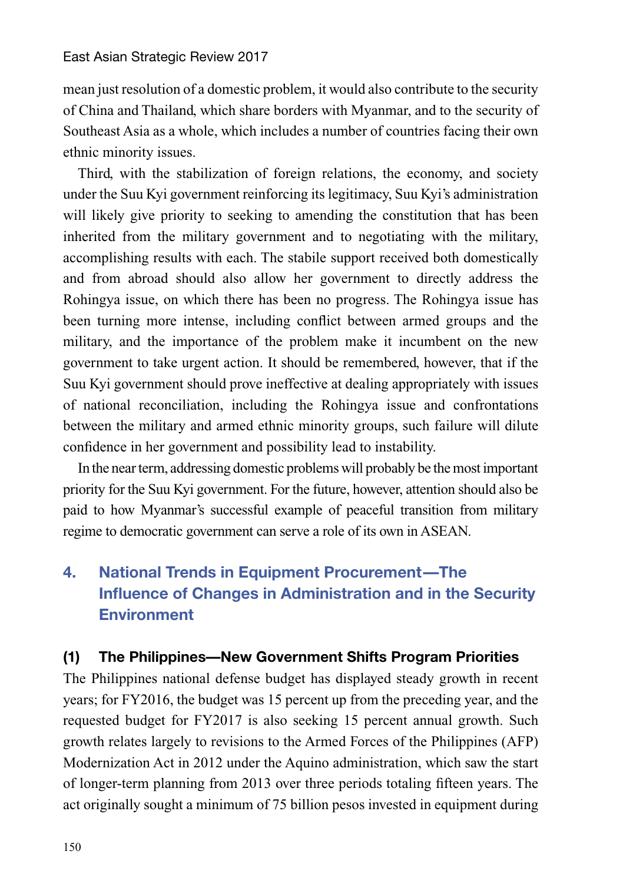mean just resolution of a domestic problem, it would also contribute to the security of China and Thailand, which share borders with Myanmar, and to the security of Southeast Asia as a whole, which includes a number of countries facing their own ethnic minority issues.

Third, with the stabilization of foreign relations, the economy, and society under the Suu Kyi government reinforcing its legitimacy, Suu Kyi's administration will likely give priority to seeking to amending the constitution that has been inherited from the military government and to negotiating with the military, accomplishing results with each. The stabile support received both domestically and from abroad should also allow her government to directly address the Rohingya issue, on which there has been no progress. The Rohingya issue has been turning more intense, including conflict between armed groups and the military, and the importance of the problem make it incumbent on the new government to take urgent action. It should be remembered, however, that if the Suu Kyi government should prove ineffective at dealing appropriately with issues of national reconciliation, including the Rohingya issue and confrontations between the military and armed ethnic minority groups, such failure will dilute confidence in her government and possibility lead to instability.

In the near term, addressing domestic problems will probably be the most important priority for the Suu Kyi government. For the future, however, attention should also be paid to how Myanmar's successful example of peaceful transition from military regime to democratic government can serve a role of its own in ASEAN.

## 4. National Trends in Equipment Procurement—The Influence of Changes in Administration and in the Security Environment

### (1) The Philippines—New Government Shifts Program Priorities

The Philippines national defense budget has displayed steady growth in recent years; for FY2016, the budget was 15 percent up from the preceding year, and the requested budget for FY2017 is also seeking 15 percent annual growth. Such growth relates largely to revisions to the Armed Forces of the Philippines (AFP) Modernization Act in 2012 under the Aquino administration, which saw the start of longer-term planning from 2013 over three periods totaling fifteen years. The act originally sought a minimum of 75 billion pesos invested in equipment during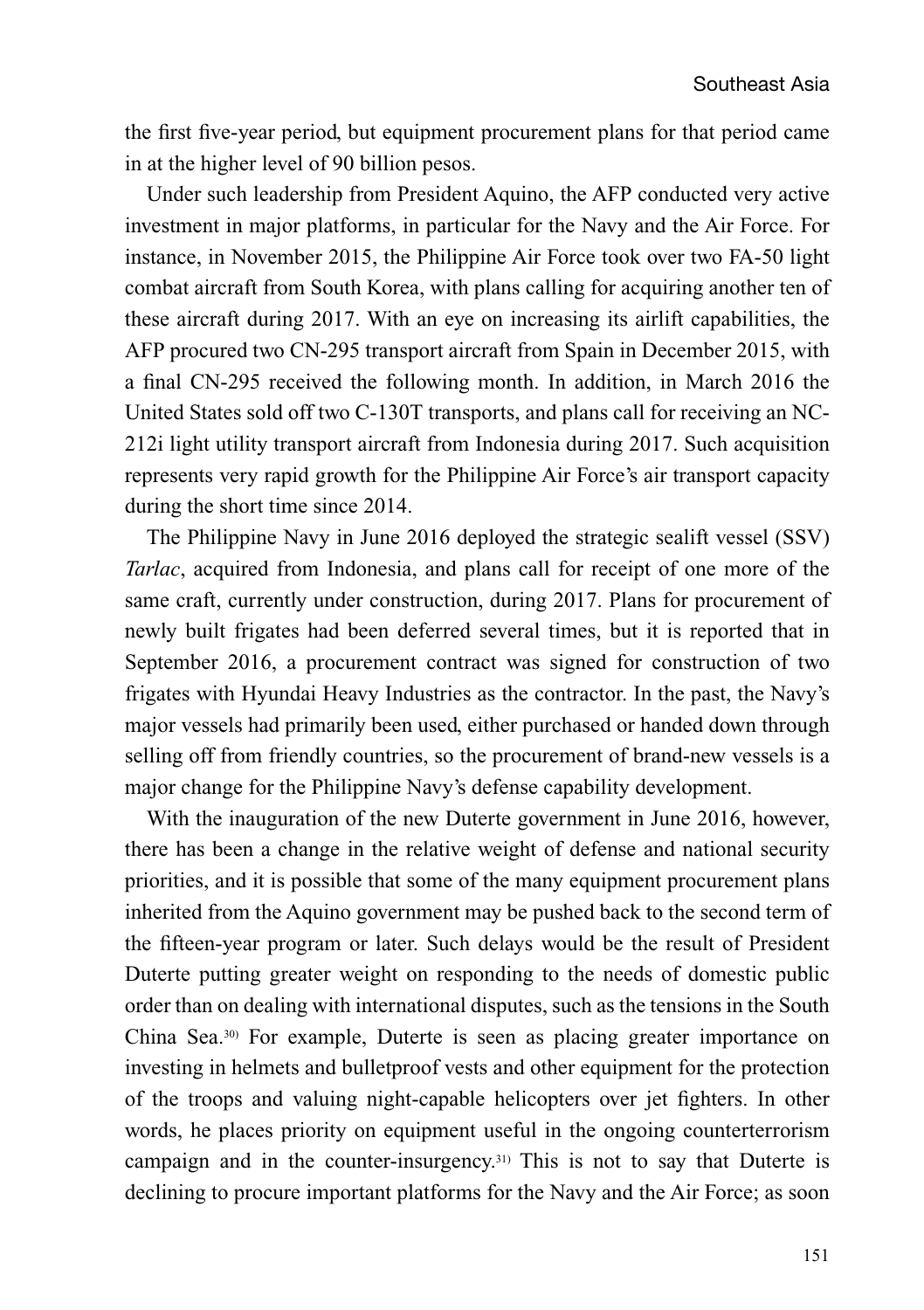the first five-year period, but equipment procurement plans for that period came in at the higher level of 90 billion pesos.

Under such leadership from President Aquino, the AFP conducted very active investment in major platforms, in particular for the Navy and the Air Force. For instance, in November 2015, the Philippine Air Force took over two FA-50 light combat aircraft from South Korea, with plans calling for acquiring another ten of these aircraft during 2017. With an eye on increasing its airlift capabilities, the AFP procured two CN-295 transport aircraft from Spain in December 2015, with a final CN-295 received the following month. In addition, in March 2016 the United States sold off two C-130T transports, and plans call for receiving an NC-212i light utility transport aircraft from Indonesia during 2017. Such acquisition represents very rapid growth for the Philippine Air Force's air transport capacity during the short time since 2014.

The Philippine Navy in June 2016 deployed the strategic sealift vessel (SSV) *Tarlac*, acquired from Indonesia, and plans call for receipt of one more of the same craft, currently under construction, during 2017. Plans for procurement of newly built frigates had been deferred several times, but it is reported that in September 2016, a procurement contract was signed for construction of two frigates with Hyundai Heavy Industries as the contractor. In the past, the Navy's major vessels had primarily been used, either purchased or handed down through selling off from friendly countries, so the procurement of brand-new vessels is a major change for the Philippine Navy's defense capability development.

With the inauguration of the new Duterte government in June 2016, however, there has been a change in the relative weight of defense and national security priorities, and it is possible that some of the many equipment procurement plans inherited from the Aquino government may be pushed back to the second term of the fifteen-year program or later. Such delays would be the result of President Duterte putting greater weight on responding to the needs of domestic public order than on dealing with international disputes, such as the tensions in the South China Sea.[30] For example, Duterte is seen as placing greater importance on investing in helmets and bulletproof vests and other equipment for the protection of the troops and valuing night-capable helicopters over jet fighters. In other words, he places priority on equipment useful in the ongoing counterterrorism campaign and in the counter-insurgency.[31] This is not to say that Duterte is declining to procure important platforms for the Navy and the Air Force; as soon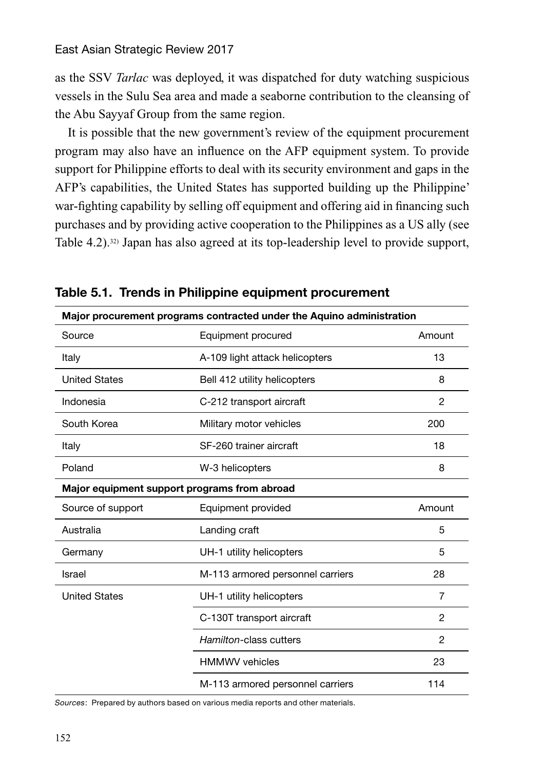as the SSV *Tarlac* was deployed, it was dispatched for duty watching suspicious vessels in the Sulu Sea area and made a seaborne contribution to the cleansing of the Abu Sayyaf Group from the same region.

It is possible that the new government's review of the equipment procurement program may also have an influence on the AFP equipment system. To provide support for Philippine efforts to deal with its security environment and gaps in the AFP's capabilities, the United States has supported building up the Philippine' war-fighting capability by selling off equipment and offering aid in financing such purchases and by providing active cooperation to the Philippines as a US ally (see Table 4.2).[32] Japan has also agreed at its top-leadership level to provide support,

**Table 5.1. Trends in Philippine equipment procurement**

| **Major procurement programs contracted under the Aquino administration** | | |
|---|---|---|
| Source | Equipment procured | Amount |
| Italy | A-109 light attack helicopters | 13 |
| United States | Bell 412 utility helicopters | 8 |
| Indonesia | C-212 transport aircraft | 2 |
| South Korea | Military motor vehicles | 200 |
| Italy | SF-260 trainer aircraft | 18 |
| Poland | W-3 helicopters | 8 |
| **Major equipment support programs from abroad** | | |
| Source of support | Equipment provided | Amount |
| Australia | Landing craft | 5 |
| Germany | UH-1 utility helicopters | 5 |
| Israel | M-113 armored personnel carriers | 28 |
| United States | UH-1 utility helicopters | 7 |
| | C-130T transport aircraft | 2 |
| | *Hamilton*-class cutters | 2 |
| | HMMWV vehicles | 23 |
| | M-113 armored personnel carriers | 114 |

*Sources*: Prepared by authors based on various media reports and other materials.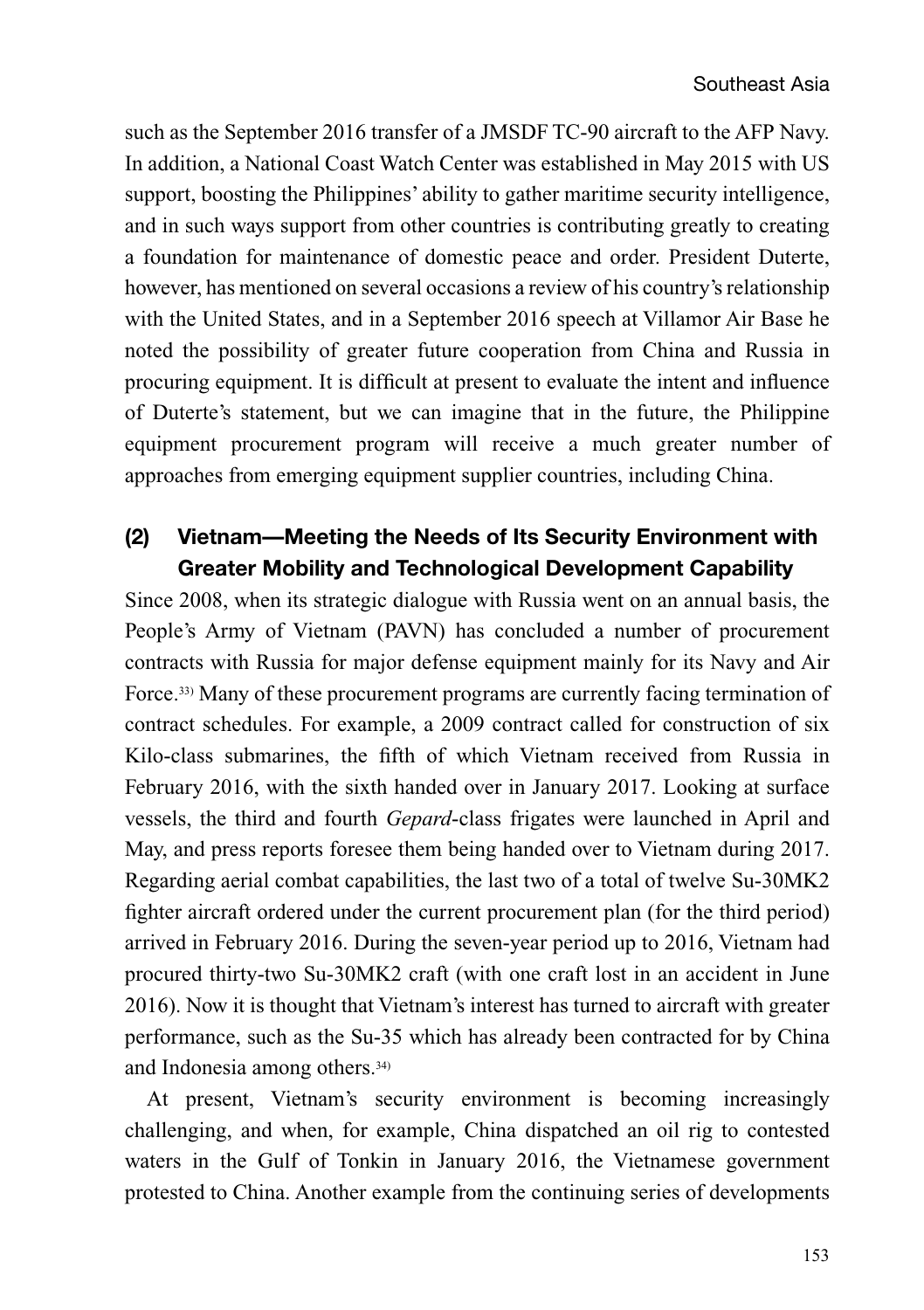such as the September 2016 transfer of a JMSDF TC-90 aircraft to the AFP Navy. In addition, a National Coast Watch Center was established in May 2015 with US support, boosting the Philippines' ability to gather maritime security intelligence, and in such ways support from other countries is contributing greatly to creating a foundation for maintenance of domestic peace and order. President Duterte, however, has mentioned on several occasions a review of his country's relationship with the United States, and in a September 2016 speech at Villamor Air Base he noted the possibility of greater future cooperation from China and Russia in procuring equipment. It is difficult at present to evaluate the intent and influence of Duterte's statement, but we can imagine that in the future, the Philippine equipment procurement program will receive a much greater number of approaches from emerging equipment supplier countries, including China.

### (2) Vietnam—Meeting the Needs of Its Security Environment with Greater Mobility and Technological Development Capability

Since 2008, when its strategic dialogue with Russia went on an annual basis, the People's Army of Vietnam (PAVN) has concluded a number of procurement contracts with Russia for major defense equipment mainly for its Navy and Air Force.[33] Many of these procurement programs are currently facing termination of contract schedules. For example, a 2009 contract called for construction of six Kilo-class submarines, the fifth of which Vietnam received from Russia in February 2016, with the sixth handed over in January 2017. Looking at surface vessels, the third and fourth *Gepard*-class frigates were launched in April and May, and press reports foresee them being handed over to Vietnam during 2017. Regarding aerial combat capabilities, the last two of a total of twelve Su-30MK2 fighter aircraft ordered under the current procurement plan (for the third period) arrived in February 2016. During the seven-year period up to 2016, Vietnam had procured thirty-two Su-30MK2 craft (with one craft lost in an accident in June 2016). Now it is thought that Vietnam's interest has turned to aircraft with greater performance, such as the Su-35 which has already been contracted for by China and Indonesia among others.[34]

At present, Vietnam's security environment is becoming increasingly challenging, and when, for example, China dispatched an oil rig to contested waters in the Gulf of Tonkin in January 2016, the Vietnamese government protested to China. Another example from the continuing series of developments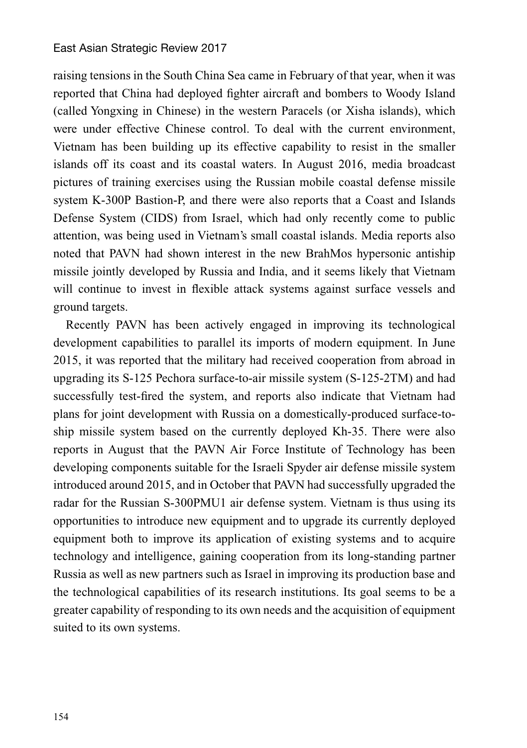raising tensions in the South China Sea came in February of that year, when it was reported that China had deployed fighter aircraft and bombers to Woody Island (called Yongxing in Chinese) in the western Paracels (or Xisha islands), which were under effective Chinese control. To deal with the current environment, Vietnam has been building up its effective capability to resist in the smaller islands off its coast and its coastal waters. In August 2016, media broadcast pictures of training exercises using the Russian mobile coastal defense missile system K-300P Bastion-P, and there were also reports that a Coast and Islands Defense System (CIDS) from Israel, which had only recently come to public attention, was being used in Vietnam's small coastal islands. Media reports also noted that PAVN had shown interest in the new BrahMos hypersonic antiship missile jointly developed by Russia and India, and it seems likely that Vietnam will continue to invest in flexible attack systems against surface vessels and ground targets.

Recently PAVN has been actively engaged in improving its technological development capabilities to parallel its imports of modern equipment. In June 2015, it was reported that the military had received cooperation from abroad in upgrading its S-125 Pechora surface-to-air missile system (S-125-2TM) and had successfully test-fired the system, and reports also indicate that Vietnam had plans for joint development with Russia on a domestically-produced surface-to-ship missile system based on the currently deployed Kh-35. There were also reports in August that the PAVN Air Force Institute of Technology has been developing components suitable for the Israeli Spyder air defense missile system introduced around 2015, and in October that PAVN had successfully upgraded the radar for the Russian S-300PMU1 air defense system. Vietnam is thus using its opportunities to introduce new equipment and to upgrade its currently deployed equipment both to improve its application of existing systems and to acquire technology and intelligence, gaining cooperation from its long-standing partner Russia as well as new partners such as Israel in improving its production base and the technological capabilities of its research institutions. Its goal seems to be a greater capability of responding to its own needs and the acquisition of equipment suited to its own systems.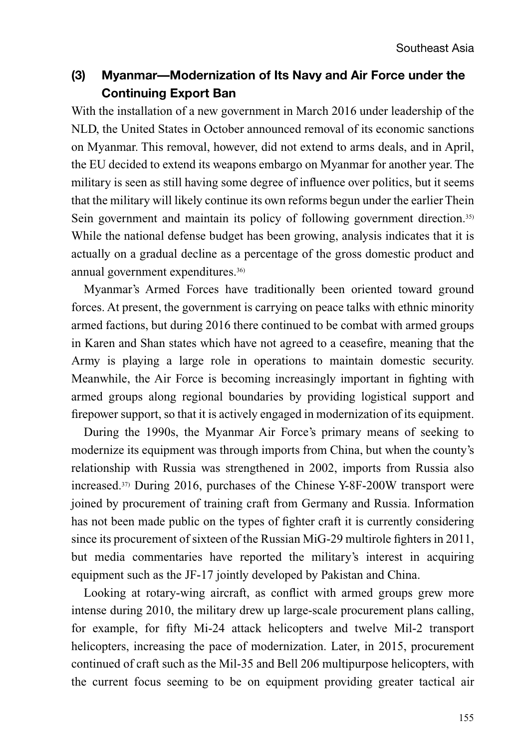### (3) Myanmar—Modernization of Its Navy and Air Force under the Continuing Export Ban

With the installation of a new government in March 2016 under leadership of the NLD, the United States in October announced removal of its economic sanctions on Myanmar. This removal, however, did not extend to arms deals, and in April, the EU decided to extend its weapons embargo on Myanmar for another year. The military is seen as still having some degree of influence over politics, but it seems that the military will likely continue its own reforms begun under the earlier Thein Sein government and maintain its policy of following government direction.[35] While the national defense budget has been growing, analysis indicates that it is actually on a gradual decline as a percentage of the gross domestic product and annual government expenditures.[36]

Myanmar's Armed Forces have traditionally been oriented toward ground forces. At present, the government is carrying on peace talks with ethnic minority armed factions, but during 2016 there continued to be combat with armed groups in Karen and Shan states which have not agreed to a ceasefire, meaning that the Army is playing a large role in operations to maintain domestic security. Meanwhile, the Air Force is becoming increasingly important in fighting with armed groups along regional boundaries by providing logistical support and firepower support, so that it is actively engaged in modernization of its equipment.

During the 1990s, the Myanmar Air Force's primary means of seeking to modernize its equipment was through imports from China, but when the county's relationship with Russia was strengthened in 2002, imports from Russia also increased.[37] During 2016, purchases of the Chinese Y-8F-200W transport were joined by procurement of training craft from Germany and Russia. Information has not been made public on the types of fighter craft it is currently considering since its procurement of sixteen of the Russian MiG-29 multirole fighters in 2011, but media commentaries have reported the military's interest in acquiring equipment such as the JF-17 jointly developed by Pakistan and China.

Looking at rotary-wing aircraft, as conflict with armed groups grew more intense during 2010, the military drew up large-scale procurement plans calling, for example, for fifty Mi-24 attack helicopters and twelve Mil-2 transport helicopters, increasing the pace of modernization. Later, in 2015, procurement continued of craft such as the Mil-35 and Bell 206 multipurpose helicopters, with the current focus seeming to be on equipment providing greater tactical air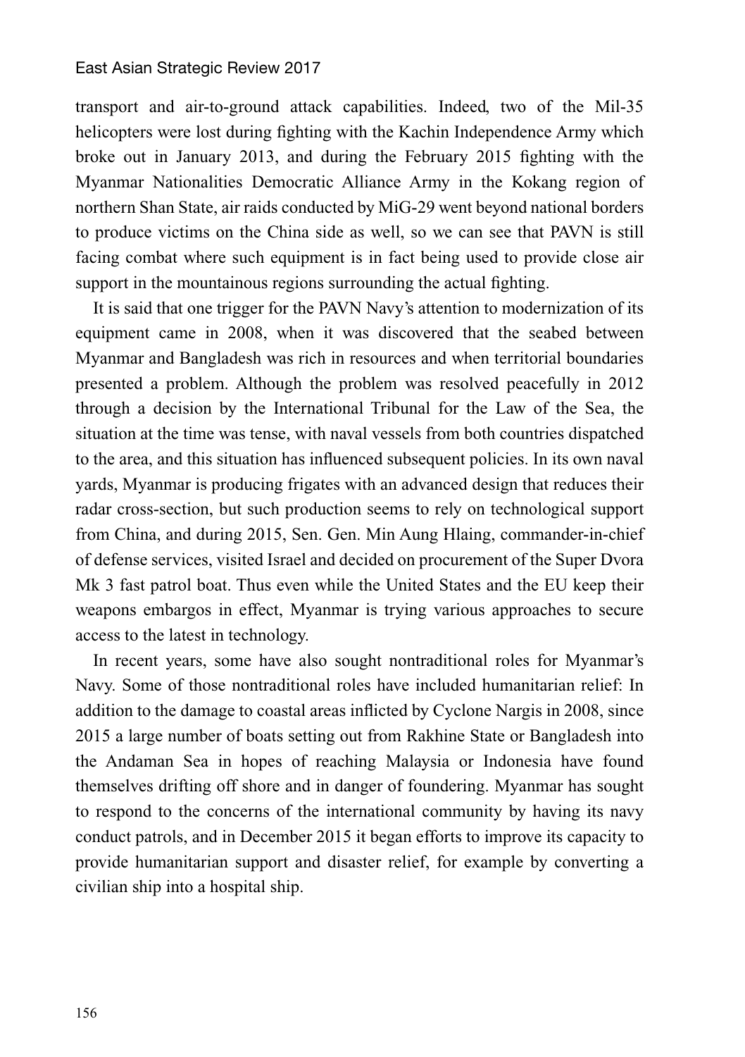transport and air-to-ground attack capabilities. Indeed, two of the Mil-35 helicopters were lost during fighting with the Kachin Independence Army which broke out in January 2013, and during the February 2015 fighting with the Myanmar Nationalities Democratic Alliance Army in the Kokang region of northern Shan State, air raids conducted by MiG-29 went beyond national borders to produce victims on the China side as well, so we can see that PAVN is still facing combat where such equipment is in fact being used to provide close air support in the mountainous regions surrounding the actual fighting.

It is said that one trigger for the PAVN Navy's attention to modernization of its equipment came in 2008, when it was discovered that the seabed between Myanmar and Bangladesh was rich in resources and when territorial boundaries presented a problem. Although the problem was resolved peacefully in 2012 through a decision by the International Tribunal for the Law of the Sea, the situation at the time was tense, with naval vessels from both countries dispatched to the area, and this situation has influenced subsequent policies. In its own naval yards, Myanmar is producing frigates with an advanced design that reduces their radar cross-section, but such production seems to rely on technological support from China, and during 2015, Sen. Gen. Min Aung Hlaing, commander-in-chief of defense services, visited Israel and decided on procurement of the Super Dvora Mk 3 fast patrol boat. Thus even while the United States and the EU keep their weapons embargos in effect, Myanmar is trying various approaches to secure access to the latest in technology.

In recent years, some have also sought nontraditional roles for Myanmar's Navy. Some of those nontraditional roles have included humanitarian relief: In addition to the damage to coastal areas inflicted by Cyclone Nargis in 2008, since 2015 a large number of boats setting out from Rakhine State or Bangladesh into the Andaman Sea in hopes of reaching Malaysia or Indonesia have found themselves drifting off shore and in danger of foundering. Myanmar has sought to respond to the concerns of the international community by having its navy conduct patrols, and in December 2015 it began efforts to improve its capacity to provide humanitarian support and disaster relief, for example by converting a civilian ship into a hospital ship.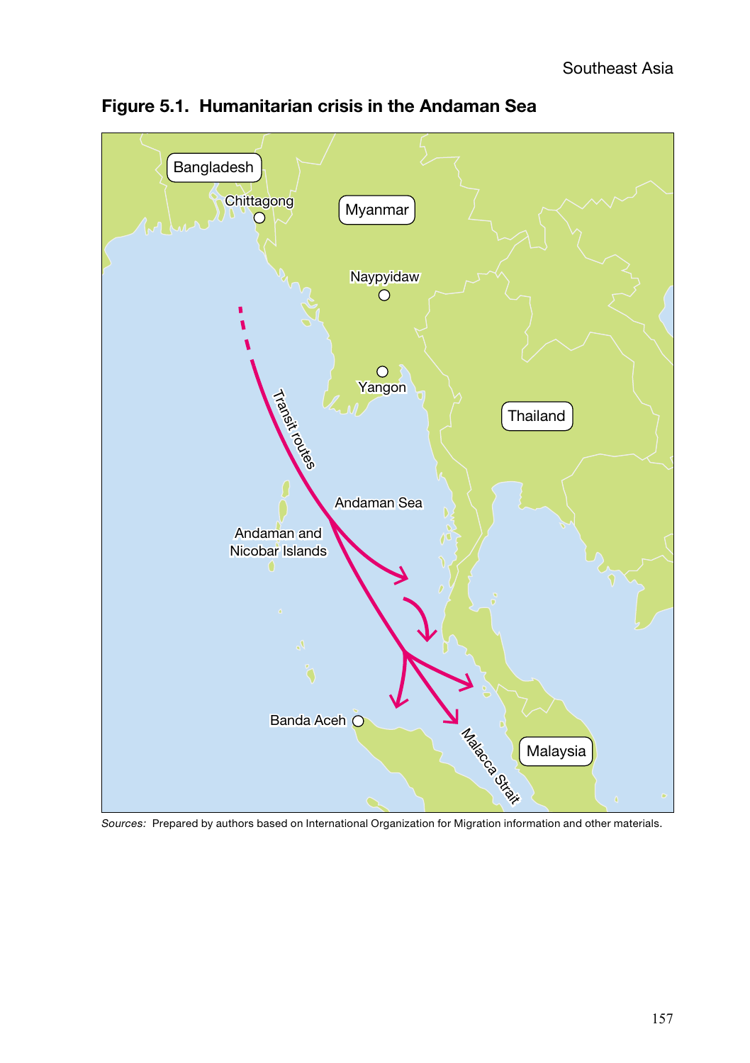**Figure 5.1. Humanitarian crisis in the Andaman Sea**

*Sources:* Prepared by authors based on International Organization for Migration information and other materials.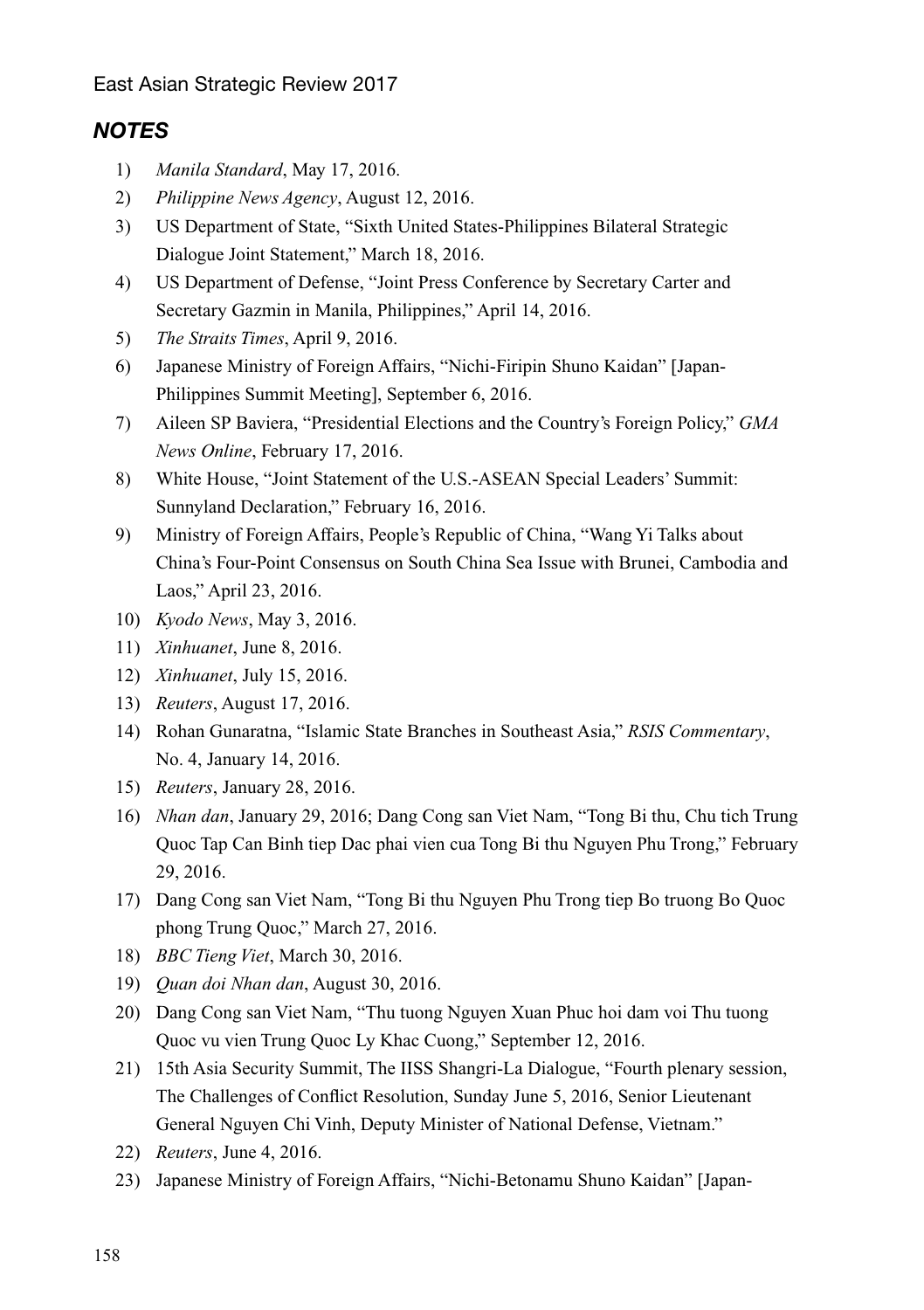## *NOTES*

1) *Manila Standard*, May 17, 2016.
2) *Philippine News Agency*, August 12, 2016.
3) US Department of State, "Sixth United States-Philippines Bilateral Strategic Dialogue Joint Statement," March 18, 2016.
4) US Department of Defense, "Joint Press Conference by Secretary Carter and Secretary Gazmin in Manila, Philippines," April 14, 2016.
5) *The Straits Times*, April 9, 2016.
6) Japanese Ministry of Foreign Affairs, "Nichi-Firipin Shuno Kaidan" [Japan-Philippines Summit Meeting], September 6, 2016.
7) Aileen SP Baviera, "Presidential Elections and the Country's Foreign Policy," *GMA News Online*, February 17, 2016.
8) White House, "Joint Statement of the U.S.-ASEAN Special Leaders' Summit: Sunnyland Declaration," February 16, 2016.
9) Ministry of Foreign Affairs, People's Republic of China, "Wang Yi Talks about China's Four-Point Consensus on South China Sea Issue with Brunei, Cambodia and Laos," April 23, 2016.
10) *Kyodo News*, May 3, 2016.
11) *Xinhuanet*, June 8, 2016.
12) *Xinhuanet*, July 15, 2016.
13) *Reuters*, August 17, 2016.
14) Rohan Gunaratna, "Islamic State Branches in Southeast Asia," *RSIS Commentary*, No. 4, January 14, 2016.
15) *Reuters*, January 28, 2016.
16) *Nhan dan*, January 29, 2016; Dang Cong san Viet Nam, "Tong Bi thu, Chu tich Trung Quoc Tap Can Binh tiep Dac phai vien cua Tong Bi thu Nguyen Phu Trong," February 29, 2016.
17) Dang Cong san Viet Nam, "Tong Bi thu Nguyen Phu Trong tiep Bo truong Bo Quoc phong Trung Quoc," March 27, 2016.
18) *BBC Tieng Viet*, March 30, 2016.
19) *Quan doi Nhan dan*, August 30, 2016.
20) Dang Cong san Viet Nam, "Thu tuong Nguyen Xuan Phuc hoi dam voi Thu tuong Quoc vu vien Trung Quoc Ly Khac Cuong," September 12, 2016.
21) 15th Asia Security Summit, The IISS Shangri-La Dialogue, "Fourth plenary session, The Challenges of Conflict Resolution, Sunday June 5, 2016, Senior Lieutenant General Nguyen Chi Vinh, Deputy Minister of National Defense, Vietnam."
22) *Reuters*, June 4, 2016.
23) Japanese Ministry of Foreign Affairs, "Nichi-Betonamu Shuno Kaidan" [Japan-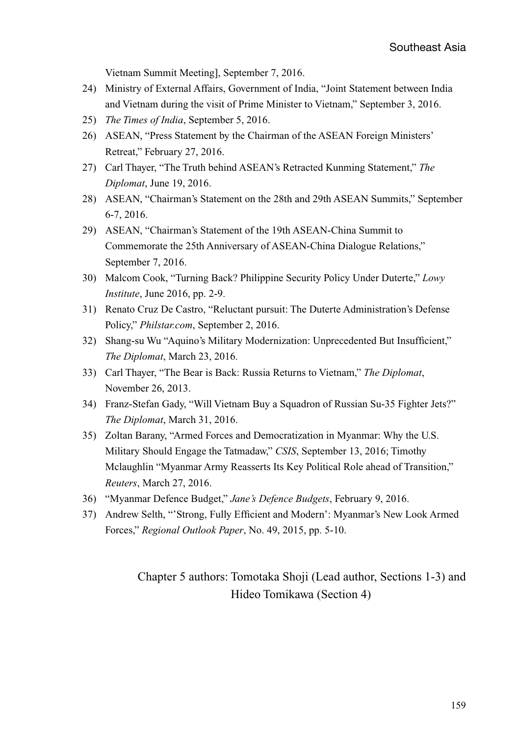Vietnam Summit Meeting], September 7, 2016.

24) Ministry of External Affairs, Government of India, "Joint Statement between India and Vietnam during the visit of Prime Minister to Vietnam," September 3, 2016.
25) *The Times of India*, September 5, 2016.
26) ASEAN, "Press Statement by the Chairman of the ASEAN Foreign Ministers' Retreat," February 27, 2016.
27) Carl Thayer, "The Truth behind ASEAN's Retracted Kunming Statement," *The Diplomat*, June 19, 2016.
28) ASEAN, "Chairman's Statement on the 28th and 29th ASEAN Summits," September 6-7, 2016.
29) ASEAN, "Chairman's Statement of the 19th ASEAN-China Summit to Commemorate the 25th Anniversary of ASEAN-China Dialogue Relations," September 7, 2016.
30) Malcom Cook, "Turning Back? Philippine Security Policy Under Duterte," *Lowy Institute*, June 2016, pp. 2-9.
31) Renato Cruz De Castro, "Reluctant pursuit: The Duterte Administration's Defense Policy," *Philstar.com*, September 2, 2016.
32) Shang-su Wu "Aquino's Military Modernization: Unprecedented But Insufficient," *The Diplomat*, March 23, 2016.
33) Carl Thayer, "The Bear is Back: Russia Returns to Vietnam," *The Diplomat*, November 26, 2013.
34) Franz-Stefan Gady, "Will Vietnam Buy a Squadron of Russian Su-35 Fighter Jets?" *The Diplomat*, March 31, 2016.
35) Zoltan Barany, "Armed Forces and Democratization in Myanmar: Why the U.S. Military Should Engage the Tatmadaw," *CSIS*, September 13, 2016; Timothy Mclaughlin "Myanmar Army Reasserts Its Key Political Role ahead of Transition," *Reuters*, March 27, 2016.
36) "Myanmar Defence Budget," *Jane's Defence Budgets*, February 9, 2016.
37) Andrew Selth, "'Strong, Fully Efficient and Modern': Myanmar's New Look Armed Forces," *Regional Outlook Paper*, No. 49, 2015, pp. 5-10.

Chapter 5 authors: Tomotaka Shoji (Lead author, Sections 1-3) and Hideo Tomikawa (Section 4)